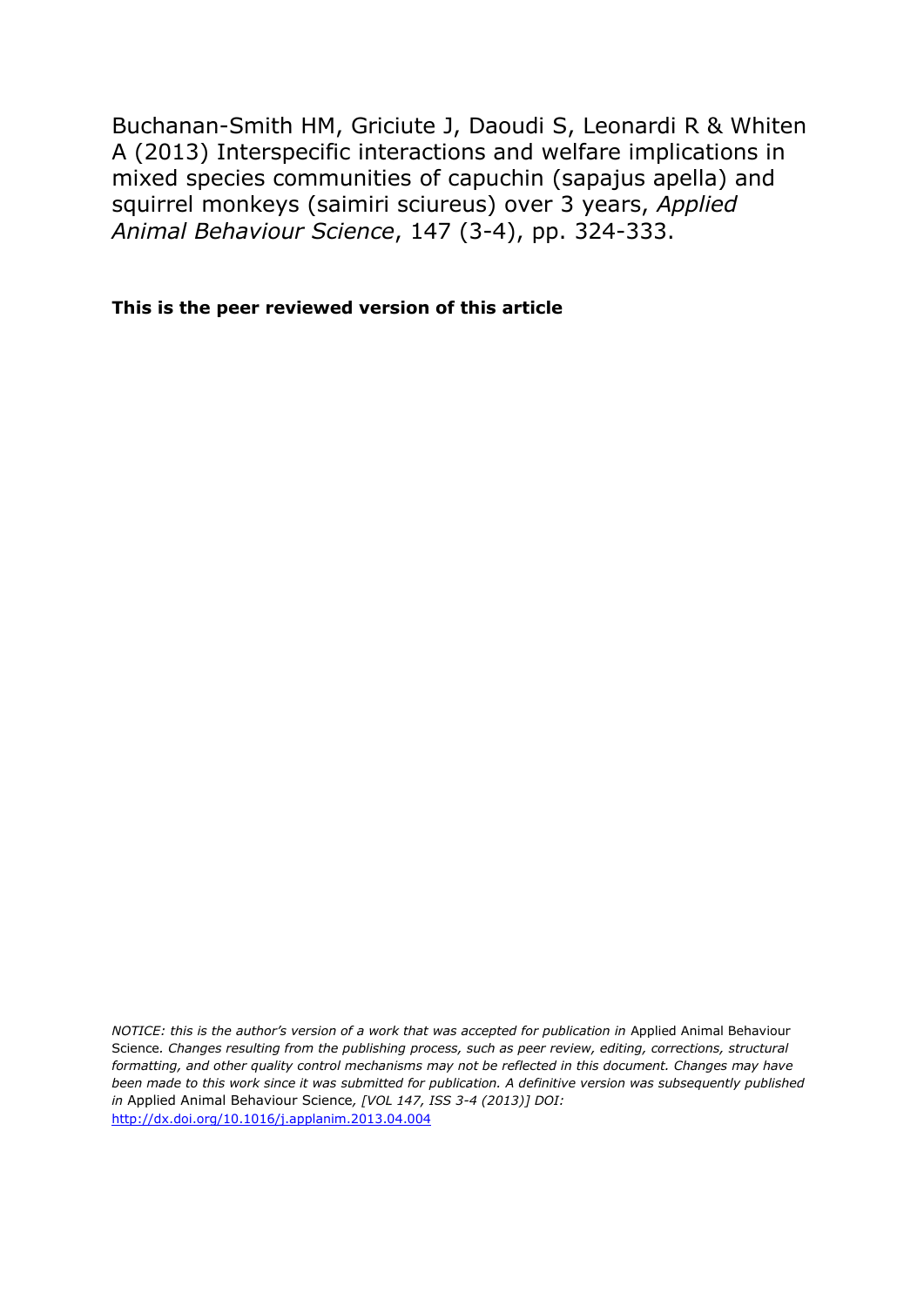Buchanan-Smith HM, Griciute J, Daoudi S, Leonardi R & Whiten A (2013) Interspecific interactions and welfare implications in mixed species communities of capuchin (sapajus apella) and squirrel monkeys (saimiri sciureus) over 3 years, *Applied Animal Behaviour Science*, 147 (3-4), pp. 324-333.

**This is the peer reviewed version of this article**

*NOTICE: this is the author's version of a work that was accepted for publication in* Applied Animal Behaviour Science*. Changes resulting from the publishing process, such as peer review, editing, corrections, structural formatting, and other quality control mechanisms may not be reflected in this document. Changes may have been made to this work since it was submitted for publication. A definitive version was subsequently published in* Applied Animal Behaviour Science*, [VOL 147, ISS 3-4 (2013)] DOI:* http://dx.doi.org/10.1016/j.applanim.2013.04.004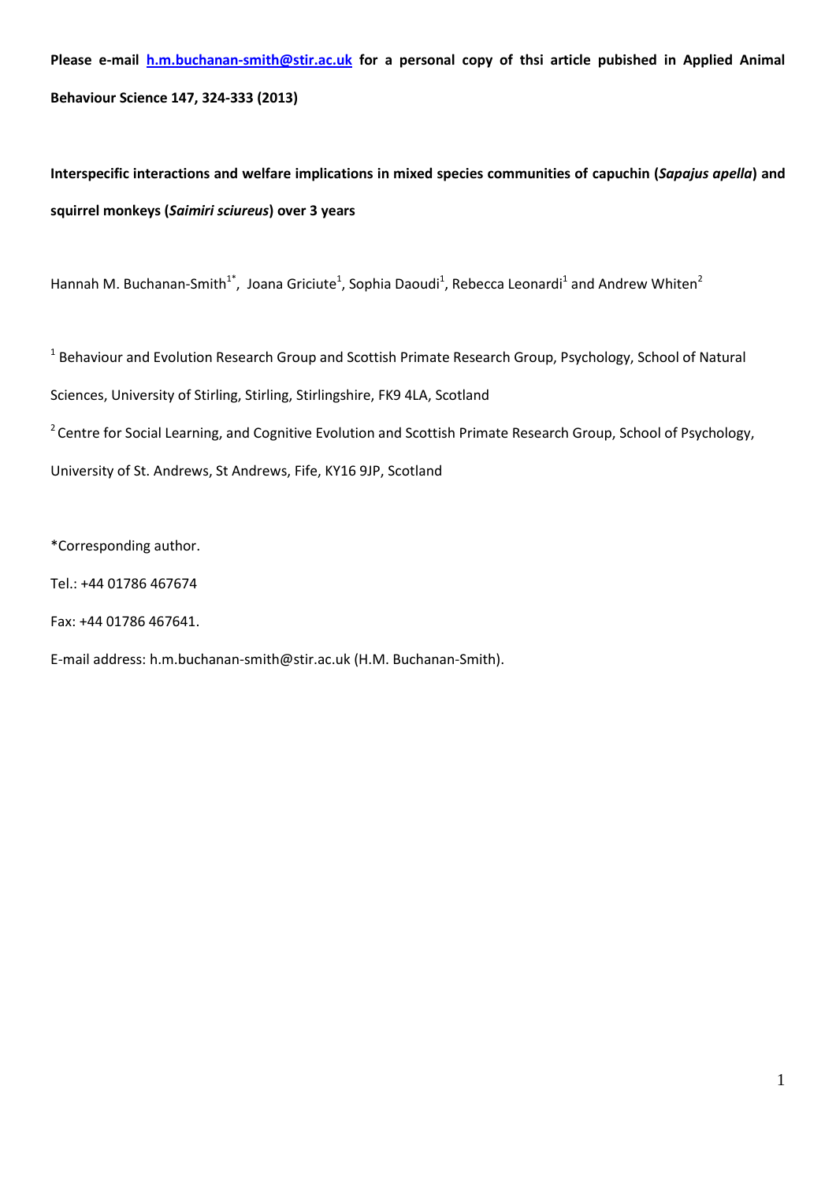**Please e-mail h.m.buchanan-smith@stir.ac.uk for a personal copy of thsi article pubished in Applied Animal Behaviour Science 147, 324-333 (2013)**

**Interspecific interactions and welfare implications in mixed species communities of capuchin (*Sapajus apella*) and squirrel monkeys (*Saimiri sciureus*) over 3 years**

Hannah M. Buchanan-Smith[1*], Joana Griciute[1], Sophia Daoudi[1], Rebecca Leonardi[1] and Andrew Whiten[2]

[1] Behaviour and Evolution Research Group and Scottish Primate Research Group, Psychology, School of Natural Sciences, University of Stirling, Stirling, Stirlingshire, FK9 4LA, Scotland

[2] Centre for Social Learning, and Cognitive Evolution and Scottish Primate Research Group, School of Psychology, University of St. Andrews, St Andrews, Fife, KY16 9JP, Scotland

*Corresponding author.

Tel.: +44 01786 467674

Fax: +44 01786 467641.

E-mail address: h.m.buchanan-smith@stir.ac.uk (H.M. Buchanan-Smith).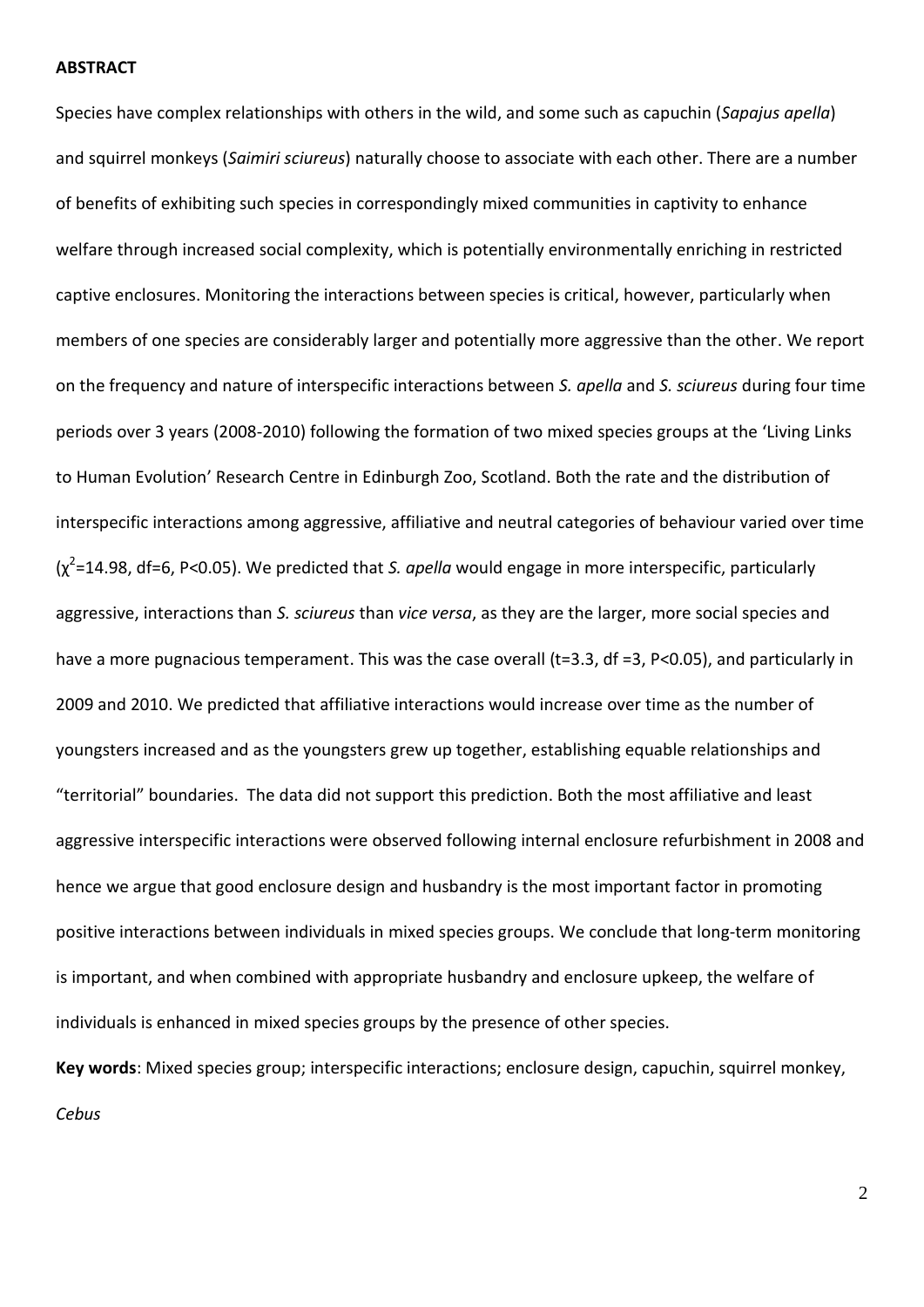**ABSTRACT**

Species have complex relationships with others in the wild, and some such as capuchin (*Sapajus apella*) and squirrel monkeys (*Saimiri sciureus*) naturally choose to associate with each other. There are a number of benefits of exhibiting such species in correspondingly mixed communities in captivity to enhance welfare through increased social complexity, which is potentially environmentally enriching in restricted captive enclosures. Monitoring the interactions between species is critical, however, particularly when members of one species are considerably larger and potentially more aggressive than the other. We report on the frequency and nature of interspecific interactions between *S. apella* and *S. sciureus* during four time periods over 3 years (2008-2010) following the formation of two mixed species groups at the 'Living Links to Human Evolution' Research Centre in Edinburgh Zoo, Scotland. Both the rate and the distribution of interspecific interactions among aggressive, affiliative and neutral categories of behaviour varied over time ($\chi^2$=14.98, df=6, $P$<0.05). We predicted that *S. apella* would engage in more interspecific, particularly aggressive, interactions than *S. sciureus* than *vice versa*, as they are the larger, more social species and have a more pugnacious temperament. This was the case overall ($t$=3.3, df =3, $P$<0.05), and particularly in 2009 and 2010. We predicted that affiliative interactions would increase over time as the number of youngsters increased and as the youngsters grew up together, establishing equable relationships and "territorial" boundaries. The data did not support this prediction. Both the most affiliative and least aggressive interspecific interactions were observed following internal enclosure refurbishment in 2008 and hence we argue that good enclosure design and husbandry is the most important factor in promoting positive interactions between individuals in mixed species groups. We conclude that long-term monitoring is important, and when combined with appropriate husbandry and enclosure upkeep, the welfare of individuals is enhanced in mixed species groups by the presence of other species.

**Key words**: Mixed species group; interspecific interactions; enclosure design, capuchin, squirrel monkey, *Cebus*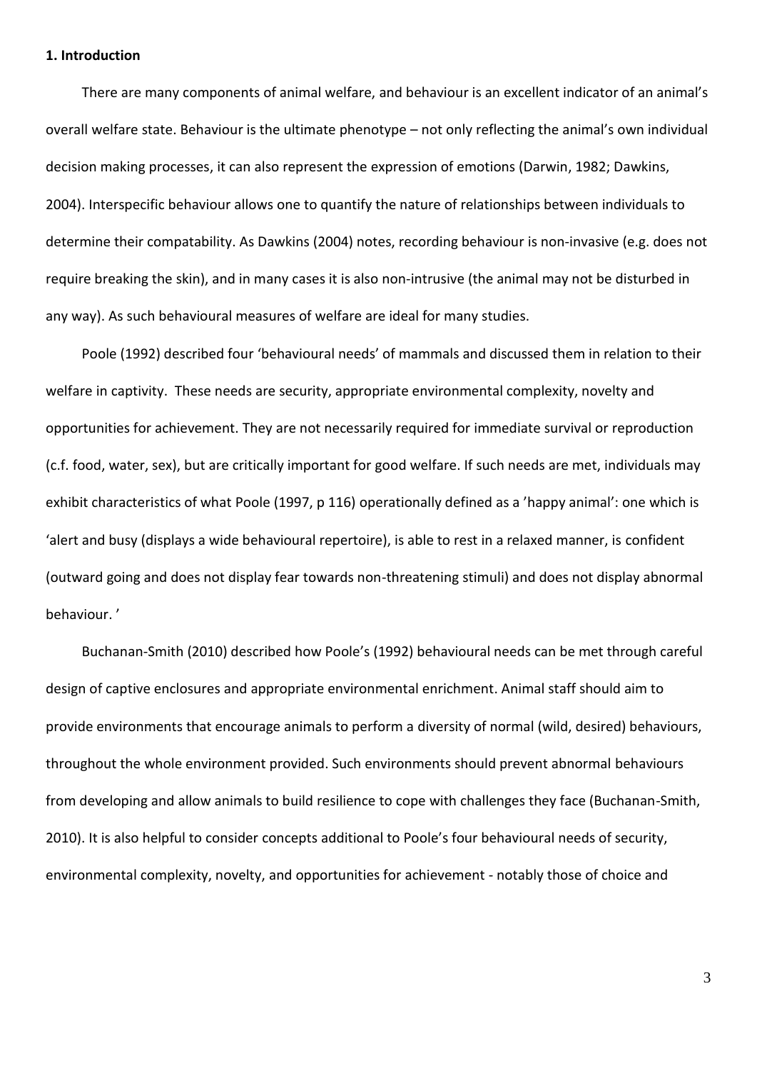**1. Introduction**

There are many components of animal welfare, and behaviour is an excellent indicator of an animal's overall welfare state. Behaviour is the ultimate phenotype – not only reflecting the animal's own individual decision making processes, it can also represent the expression of emotions (Darwin, 1982; Dawkins, 2004). Interspecific behaviour allows one to quantify the nature of relationships between individuals to determine their compatability. As Dawkins (2004) notes, recording behaviour is non-invasive (e.g. does not require breaking the skin), and in many cases it is also non-intrusive (the animal may not be disturbed in any way). As such behavioural measures of welfare are ideal for many studies.

Poole (1992) described four 'behavioural needs' of mammals and discussed them in relation to their welfare in captivity. These needs are security, appropriate environmental complexity, novelty and opportunities for achievement. They are not necessarily required for immediate survival or reproduction (c.f. food, water, sex), but are critically important for good welfare. If such needs are met, individuals may exhibit characteristics of what Poole (1997, p 116) operationally defined as a 'happy animal': one which is 'alert and busy (displays a wide behavioural repertoire), is able to rest in a relaxed manner, is confident (outward going and does not display fear towards non-threatening stimuli) and does not display abnormal behaviour. '

Buchanan-Smith (2010) described how Poole's (1992) behavioural needs can be met through careful design of captive enclosures and appropriate environmental enrichment. Animal staff should aim to provide environments that encourage animals to perform a diversity of normal (wild, desired) behaviours, throughout the whole environment provided. Such environments should prevent abnormal behaviours from developing and allow animals to build resilience to cope with challenges they face (Buchanan-Smith, 2010). It is also helpful to consider concepts additional to Poole's four behavioural needs of security, environmental complexity, novelty, and opportunities for achievement - notably those of choice and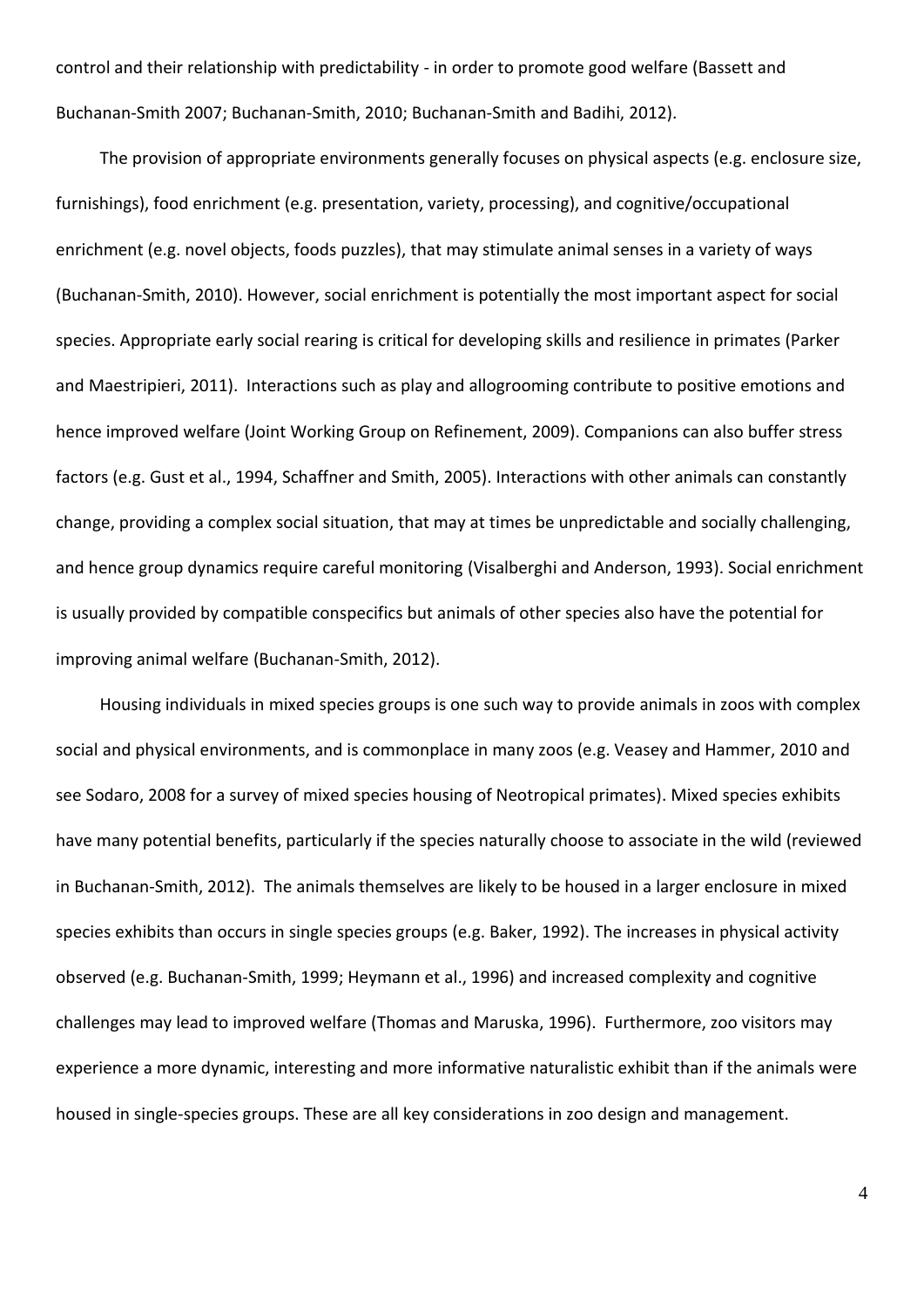control and their relationship with predictability - in order to promote good welfare (Bassett and Buchanan-Smith 2007; Buchanan-Smith, 2010; Buchanan-Smith and Badihi, 2012).

The provision of appropriate environments generally focuses on physical aspects (e.g. enclosure size, furnishings), food enrichment (e.g. presentation, variety, processing), and cognitive/occupational enrichment (e.g. novel objects, foods puzzles), that may stimulate animal senses in a variety of ways (Buchanan-Smith, 2010). However, social enrichment is potentially the most important aspect for social species. Appropriate early social rearing is critical for developing skills and resilience in primates (Parker and Maestripieri, 2011). Interactions such as play and allogrooming contribute to positive emotions and hence improved welfare (Joint Working Group on Refinement, 2009). Companions can also buffer stress factors (e.g. Gust et al., 1994, Schaffner and Smith, 2005). Interactions with other animals can constantly change, providing a complex social situation, that may at times be unpredictable and socially challenging, and hence group dynamics require careful monitoring (Visalberghi and Anderson, 1993). Social enrichment is usually provided by compatible conspecifics but animals of other species also have the potential for improving animal welfare (Buchanan-Smith, 2012).

Housing individuals in mixed species groups is one such way to provide animals in zoos with complex social and physical environments, and is commonplace in many zoos (e.g. Veasey and Hammer, 2010 and see Sodaro, 2008 for a survey of mixed species housing of Neotropical primates). Mixed species exhibits have many potential benefits, particularly if the species naturally choose to associate in the wild (reviewed in Buchanan-Smith, 2012). The animals themselves are likely to be housed in a larger enclosure in mixed species exhibits than occurs in single species groups (e.g. Baker, 1992). The increases in physical activity observed (e.g. Buchanan-Smith, 1999; Heymann et al., 1996) and increased complexity and cognitive challenges may lead to improved welfare (Thomas and Maruska, 1996). Furthermore, zoo visitors may experience a more dynamic, interesting and more informative naturalistic exhibit than if the animals were housed in single-species groups. These are all key considerations in zoo design and management.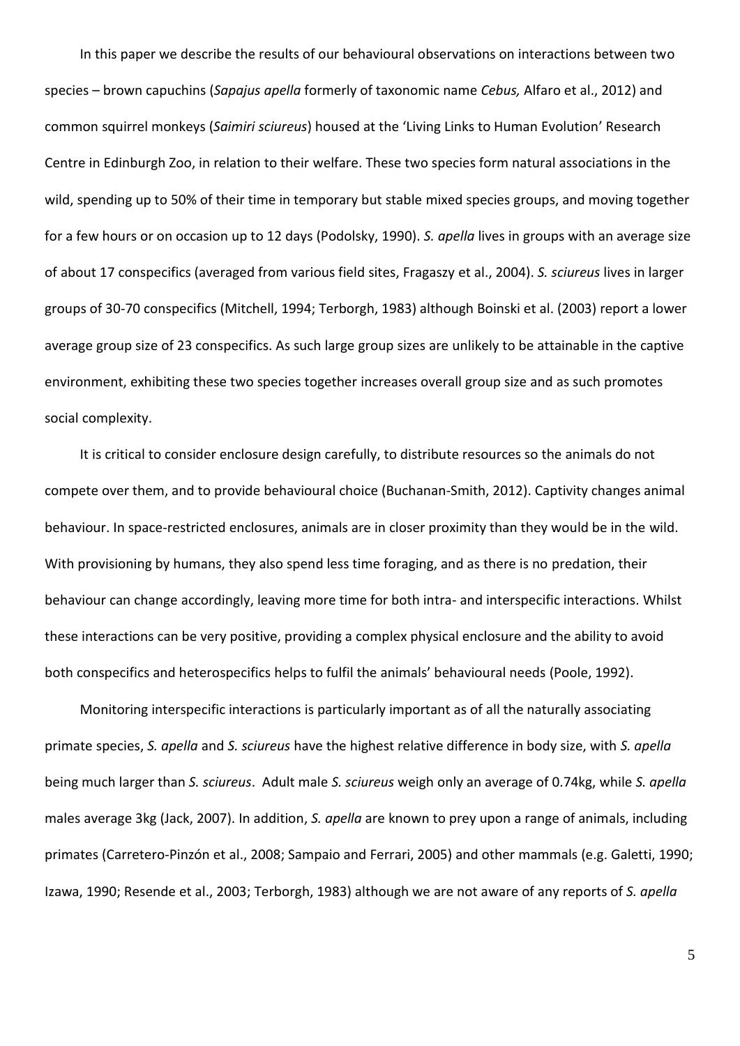In this paper we describe the results of our behavioural observations on interactions between two species – brown capuchins (*Sapajus apella* formerly of taxonomic name *Cebus,* Alfaro et al., 2012) and common squirrel monkeys (*Saimiri sciureus*) housed at the 'Living Links to Human Evolution' Research Centre in Edinburgh Zoo, in relation to their welfare. These two species form natural associations in the wild, spending up to 50% of their time in temporary but stable mixed species groups, and moving together for a few hours or on occasion up to 12 days (Podolsky, 1990). *S. apella* lives in groups with an average size of about 17 conspecifics (averaged from various field sites, Fragaszy et al., 2004). *S. sciureus* lives in larger groups of 30-70 conspecifics (Mitchell, 1994; Terborgh, 1983) although Boinski et al. (2003) report a lower average group size of 23 conspecifics. As such large group sizes are unlikely to be attainable in the captive environment, exhibiting these two species together increases overall group size and as such promotes social complexity.

It is critical to consider enclosure design carefully, to distribute resources so the animals do not compete over them, and to provide behavioural choice (Buchanan-Smith, 2012). Captivity changes animal behaviour. In space-restricted enclosures, animals are in closer proximity than they would be in the wild. With provisioning by humans, they also spend less time foraging, and as there is no predation, their behaviour can change accordingly, leaving more time for both intra- and interspecific interactions. Whilst these interactions can be very positive, providing a complex physical enclosure and the ability to avoid both conspecifics and heterospecifics helps to fulfil the animals' behavioural needs (Poole, 1992).

Monitoring interspecific interactions is particularly important as of all the naturally associating primate species, *S. apella* and *S. sciureus* have the highest relative difference in body size, with *S. apella* being much larger than *S. sciureus*. Adult male *S. sciureus* weigh only an average of 0.74kg, while *S. apella* males average 3kg (Jack, 2007). In addition, *S. apella* are known to prey upon a range of animals, including primates (Carretero-Pinzón et al., 2008; Sampaio and Ferrari, 2005) and other mammals (e.g. Galetti, 1990; Izawa, 1990; Resende et al., 2003; Terborgh, 1983) although we are not aware of any reports of *S. apella*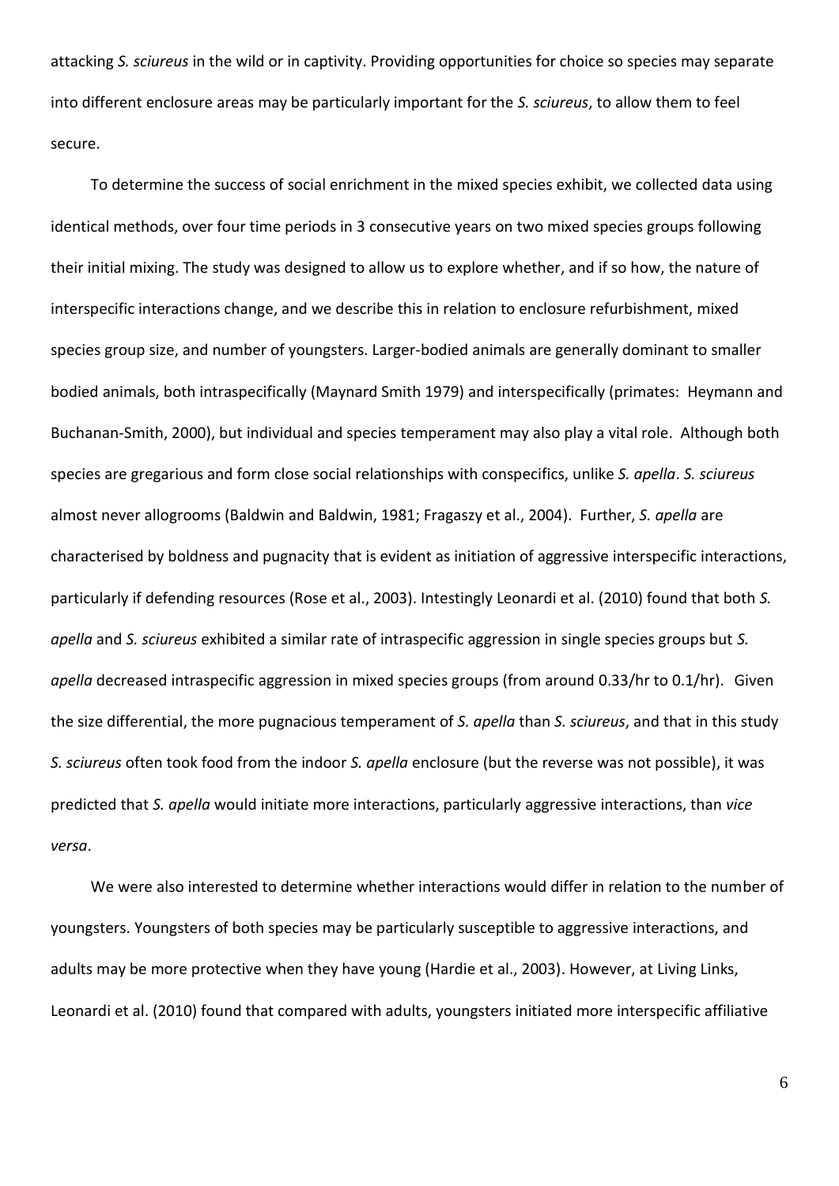attacking *S. sciureus* in the wild or in captivity. Providing opportunities for choice so species may separate into different enclosure areas may be particularly important for the *S. sciureus*, to allow them to feel secure.

To determine the success of social enrichment in the mixed species exhibit, we collected data using identical methods, over four time periods in 3 consecutive years on two mixed species groups following their initial mixing. The study was designed to allow us to explore whether, and if so how, the nature of interspecific interactions change, and we describe this in relation to enclosure refurbishment, mixed species group size, and number of youngsters. Larger-bodied animals are generally dominant to smaller bodied animals, both intraspecifically (Maynard Smith 1979) and interspecifically (primates: Heymann and Buchanan-Smith, 2000), but individual and species temperament may also play a vital role. Although both species are gregarious and form close social relationships with conspecifics, unlike *S. apella*. *S. sciureus* almost never allogrooms (Baldwin and Baldwin, 1981; Fragaszy et al., 2004). Further, *S. apella* are characterised by boldness and pugnacity that is evident as initiation of aggressive interspecific interactions, particularly if defending resources (Rose et al., 2003). Intestingly Leonardi et al. (2010) found that both *S. apella* and *S. sciureus* exhibited a similar rate of intraspecific aggression in single species groups but *S. apella* decreased intraspecific aggression in mixed species groups (from around 0.33/hr to 0.1/hr). Given the size differential, the more pugnacious temperament of *S. apella* than *S. sciureus*, and that in this study *S. sciureus* often took food from the indoor *S. apella* enclosure (but the reverse was not possible), it was predicted that *S. apella* would initiate more interactions, particularly aggressive interactions, than *vice versa*.

We were also interested to determine whether interactions would differ in relation to the number of youngsters. Youngsters of both species may be particularly susceptible to aggressive interactions, and adults may be more protective when they have young (Hardie et al., 2003). However, at Living Links, Leonardi et al. (2010) found that compared with adults, youngsters initiated more interspecific affiliative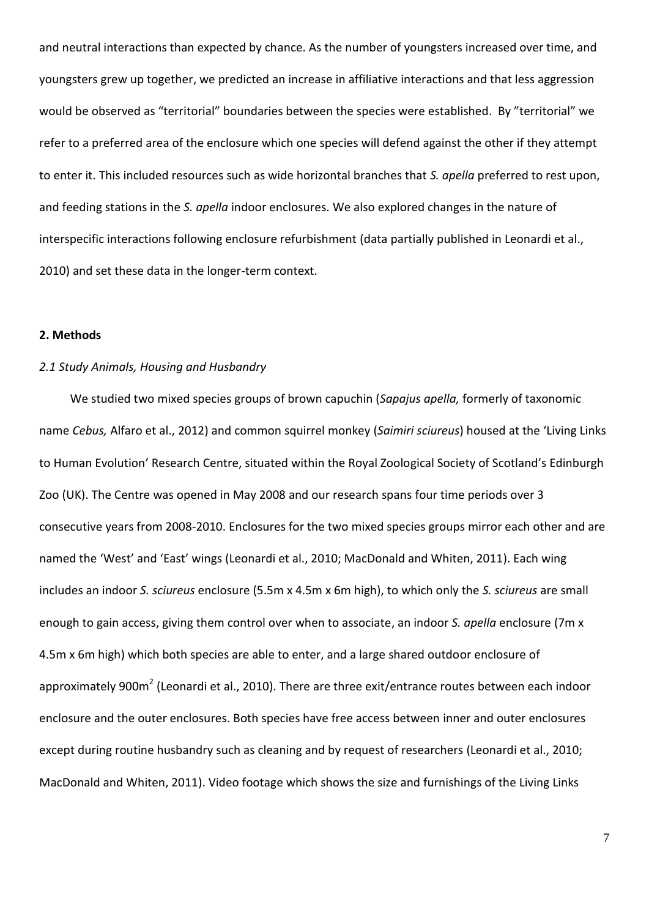and neutral interactions than expected by chance. As the number of youngsters increased over time, and youngsters grew up together, we predicted an increase in affiliative interactions and that less aggression would be observed as "territorial" boundaries between the species were established. By "territorial" we refer to a preferred area of the enclosure which one species will defend against the other if they attempt to enter it. This included resources such as wide horizontal branches that *S. apella* preferred to rest upon, and feeding stations in the *S. apella* indoor enclosures. We also explored changes in the nature of interspecific interactions following enclosure refurbishment (data partially published in Leonardi et al., 2010) and set these data in the longer-term context.

## 2. Methods

### *2.1 Study Animals, Housing and Husbandry*

We studied two mixed species groups of brown capuchin (*Sapajus apella,* formerly of taxonomic name *Cebus,* Alfaro et al., 2012) and common squirrel monkey (*Saimiri sciureus*) housed at the 'Living Links to Human Evolution' Research Centre, situated within the Royal Zoological Society of Scotland's Edinburgh Zoo (UK). The Centre was opened in May 2008 and our research spans four time periods over 3 consecutive years from 2008-2010. Enclosures for the two mixed species groups mirror each other and are named the 'West' and 'East' wings (Leonardi et al., 2010; MacDonald and Whiten, 2011). Each wing includes an indoor *S. sciureus* enclosure (5.5m x 4.5m x 6m high), to which only the *S. sciureus* are small enough to gain access, giving them control over when to associate, an indoor *S. apella* enclosure (7m x 4.5m x 6m high) which both species are able to enter, and a large shared outdoor enclosure of approximately 900m$^2$ (Leonardi et al., 2010). There are three exit/entrance routes between each indoor enclosure and the outer enclosures. Both species have free access between inner and outer enclosures except during routine husbandry such as cleaning and by request of researchers (Leonardi et al., 2010; MacDonald and Whiten, 2011). Video footage which shows the size and furnishings of the Living Links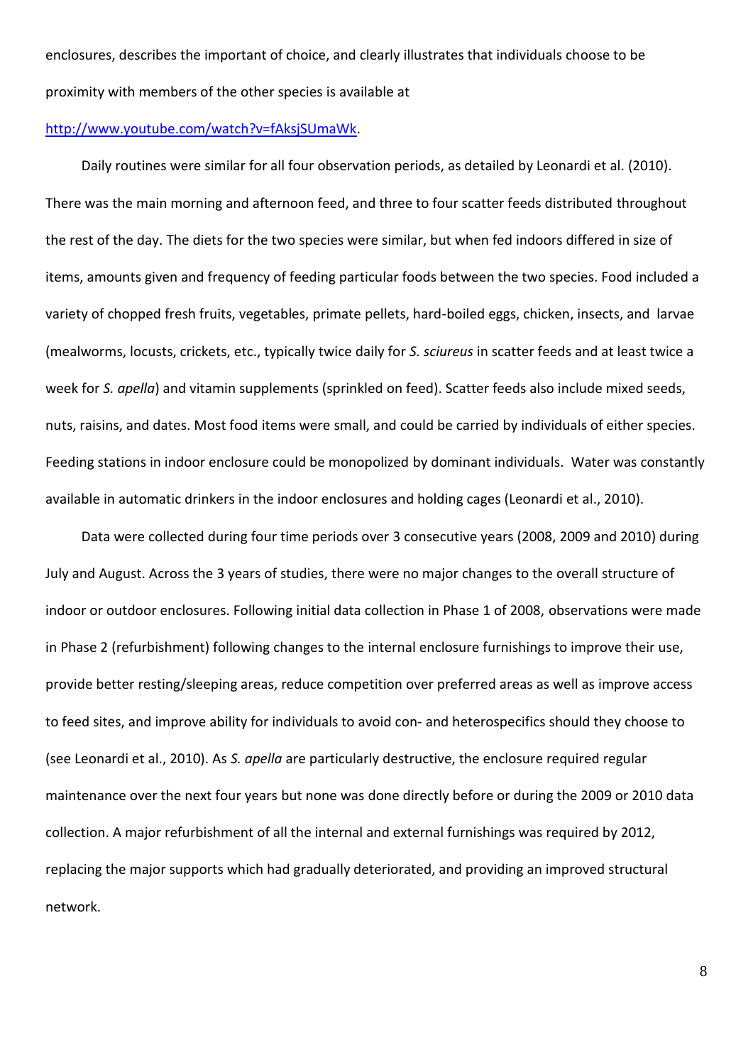enclosures, describes the important of choice, and clearly illustrates that individuals choose to be proximity with members of the other species is available at [http://www.youtube.com/watch?v=fAksjSUmaWk](http://www.youtube.com/watch?v=fAksjSUmaWk).

Daily routines were similar for all four observation periods, as detailed by Leonardi et al. (2010). There was the main morning and afternoon feed, and three to four scatter feeds distributed throughout the rest of the day. The diets for the two species were similar, but when fed indoors differed in size of items, amounts given and frequency of feeding particular foods between the two species. Food included a variety of chopped fresh fruits, vegetables, primate pellets, hard-boiled eggs, chicken, insects, and larvae (mealworms, locusts, crickets, etc., typically twice daily for *S. sciureus* in scatter feeds and at least twice a week for *S. apella*) and vitamin supplements (sprinkled on feed). Scatter feeds also include mixed seeds, nuts, raisins, and dates. Most food items were small, and could be carried by individuals of either species. Feeding stations in indoor enclosure could be monopolized by dominant individuals. Water was constantly available in automatic drinkers in the indoor enclosures and holding cages (Leonardi et al., 2010).

Data were collected during four time periods over 3 consecutive years (2008, 2009 and 2010) during July and August. Across the 3 years of studies, there were no major changes to the overall structure of indoor or outdoor enclosures. Following initial data collection in Phase 1 of 2008, observations were made in Phase 2 (refurbishment) following changes to the internal enclosure furnishings to improve their use, provide better resting/sleeping areas, reduce competition over preferred areas as well as improve access to feed sites, and improve ability for individuals to avoid con- and heterospecifics should they choose to (see Leonardi et al., 2010). As *S. apella* are particularly destructive, the enclosure required regular maintenance over the next four years but none was done directly before or during the 2009 or 2010 data collection. A major refurbishment of all the internal and external furnishings was required by 2012, replacing the major supports which had gradually deteriorated, and providing an improved structural network.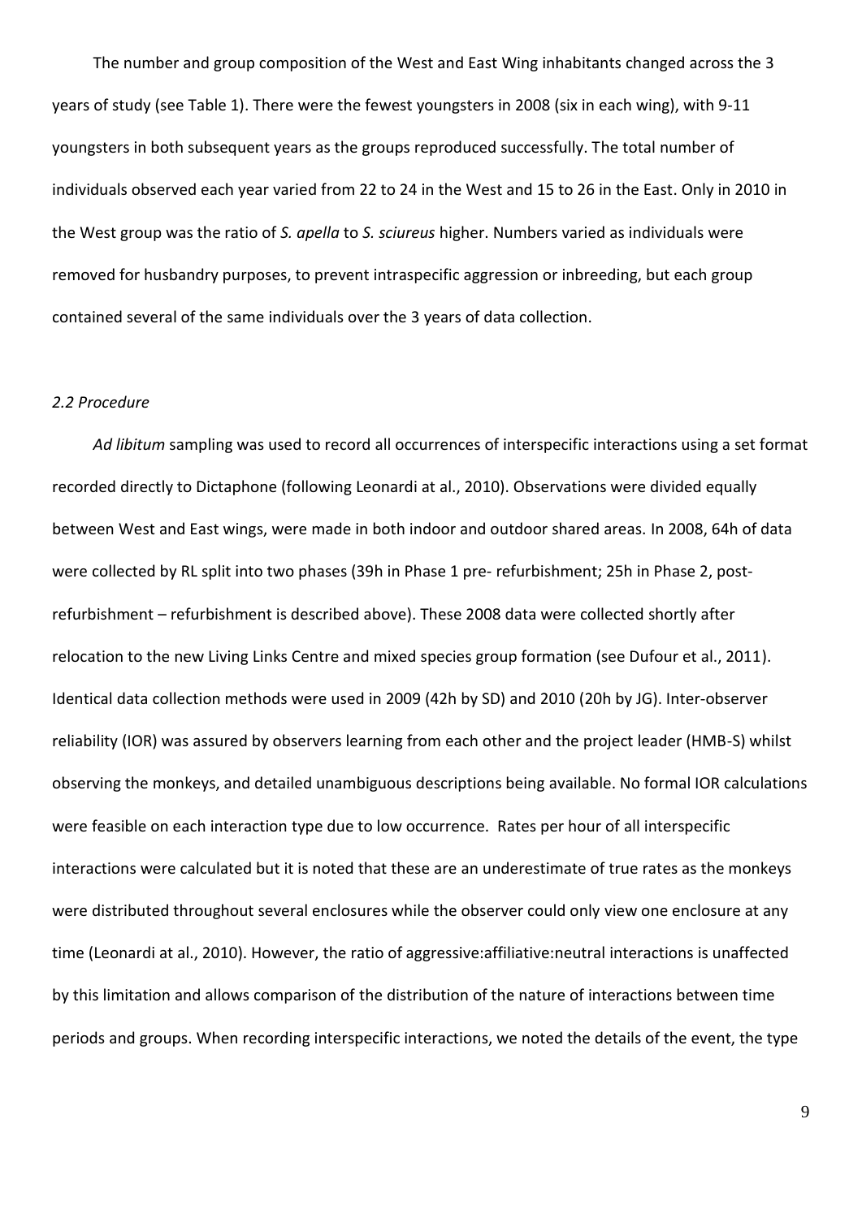The number and group composition of the West and East Wing inhabitants changed across the 3 years of study (see Table 1). There were the fewest youngsters in 2008 (six in each wing), with 9-11 youngsters in both subsequent years as the groups reproduced successfully. The total number of individuals observed each year varied from 22 to 24 in the West and 15 to 26 in the East. Only in 2010 in the West group was the ratio of *S. apella* to *S. sciureus* higher. Numbers varied as individuals were removed for husbandry purposes, to prevent intraspecific aggression or inbreeding, but each group contained several of the same individuals over the 3 years of data collection.

### *2.2 Procedure*

*Ad libitum* sampling was used to record all occurrences of interspecific interactions using a set format recorded directly to Dictaphone (following Leonardi at al., 2010). Observations were divided equally between West and East wings, were made in both indoor and outdoor shared areas. In 2008, 64h of data were collected by RL split into two phases (39h in Phase 1 pre- refurbishment; 25h in Phase 2, post-refurbishment – refurbishment is described above). These 2008 data were collected shortly after relocation to the new Living Links Centre and mixed species group formation (see Dufour et al., 2011). Identical data collection methods were used in 2009 (42h by SD) and 2010 (20h by JG). Inter-observer reliability (IOR) was assured by observers learning from each other and the project leader (HMB-S) whilst observing the monkeys, and detailed unambiguous descriptions being available. No formal IOR calculations were feasible on each interaction type due to low occurrence. Rates per hour of all interspecific interactions were calculated but it is noted that these are an underestimate of true rates as the monkeys were distributed throughout several enclosures while the observer could only view one enclosure at any time (Leonardi at al., 2010). However, the ratio of aggressive:affiliative:neutral interactions is unaffected by this limitation and allows comparison of the distribution of the nature of interactions between time periods and groups. When recording interspecific interactions, we noted the details of the event, the type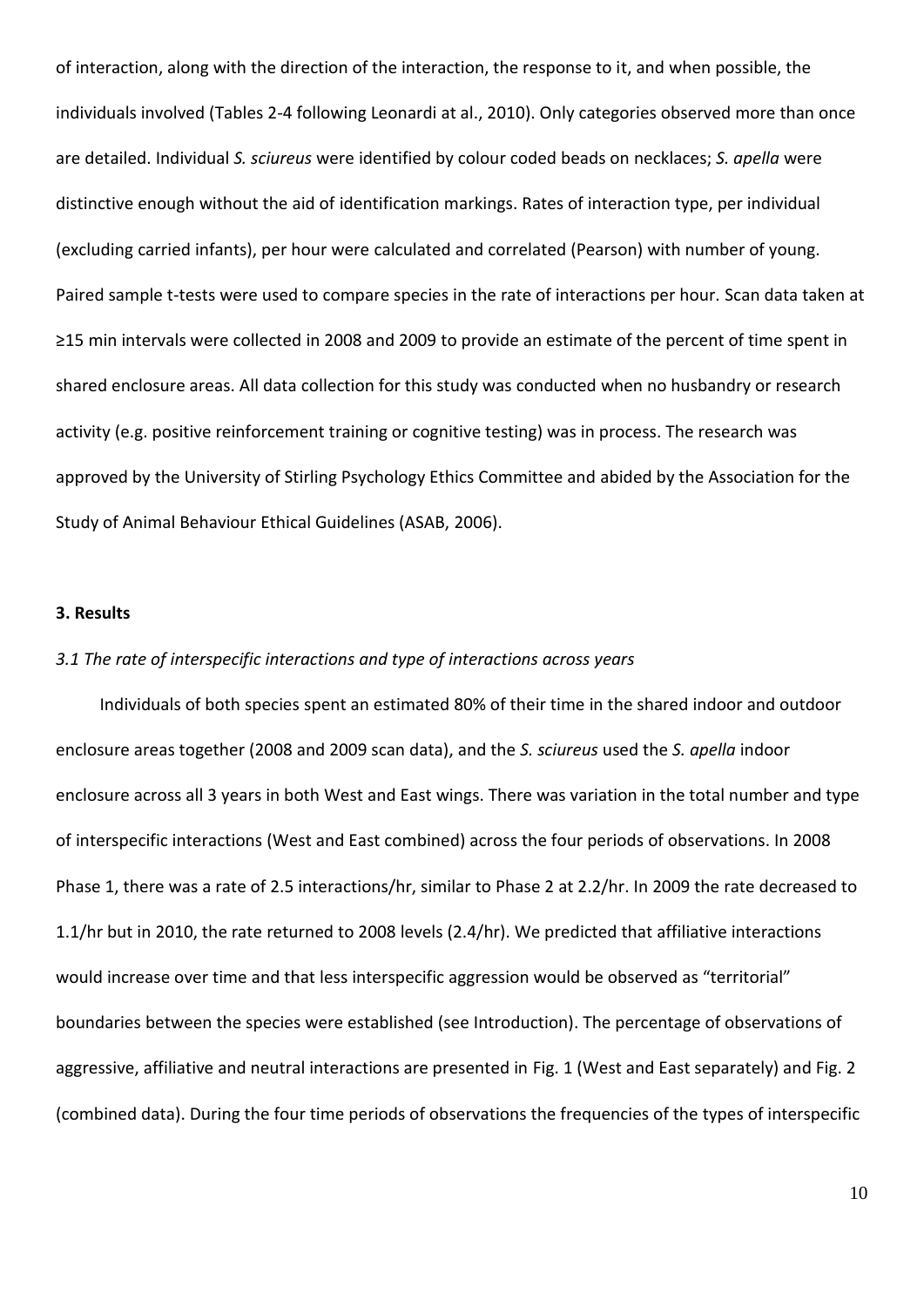of interaction, along with the direction of the interaction, the response to it, and when possible, the individuals involved (Tables 2-4 following Leonardi at al., 2010). Only categories observed more than once are detailed. Individual *S. sciureus* were identified by colour coded beads on necklaces; *S. apella* were distinctive enough without the aid of identification markings. Rates of interaction type, per individual (excluding carried infants), per hour were calculated and correlated (Pearson) with number of young. Paired sample t-tests were used to compare species in the rate of interactions per hour. Scan data taken at ≥15 min intervals were collected in 2008 and 2009 to provide an estimate of the percent of time spent in shared enclosure areas. All data collection for this study was conducted when no husbandry or research activity (e.g. positive reinforcement training or cognitive testing) was in process. The research was approved by the University of Stirling Psychology Ethics Committee and abided by the Association for the Study of Animal Behaviour Ethical Guidelines (ASAB, 2006).

## 3. Results

### *3.1 The rate of interspecific interactions and type of interactions across years*

Individuals of both species spent an estimated 80% of their time in the shared indoor and outdoor enclosure areas together (2008 and 2009 scan data), and the *S. sciureus* used the *S. apella* indoor enclosure across all 3 years in both West and East wings. There was variation in the total number and type of interspecific interactions (West and East combined) across the four periods of observations. In 2008 Phase 1, there was a rate of 2.5 interactions/hr, similar to Phase 2 at 2.2/hr. In 2009 the rate decreased to 1.1/hr but in 2010, the rate returned to 2008 levels (2.4/hr). We predicted that affiliative interactions would increase over time and that less interspecific aggression would be observed as "territorial" boundaries between the species were established (see Introduction). The percentage of observations of aggressive, affiliative and neutral interactions are presented in Fig. 1 (West and East separately) and Fig. 2 (combined data). During the four time periods of observations the frequencies of the types of interspecific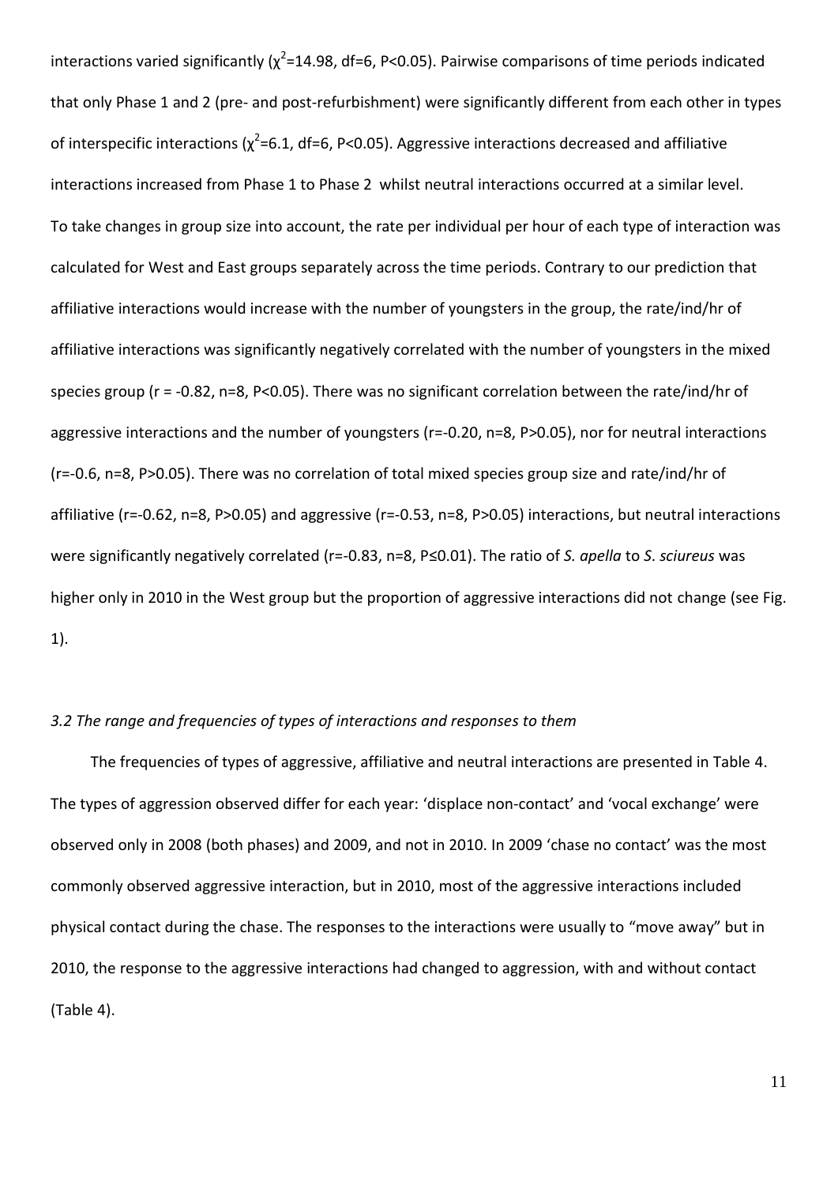interactions varied significantly ($\chi^2$=14.98, df=6, P<0.05). Pairwise comparisons of time periods indicated that only Phase 1 and 2 (pre- and post-refurbishment) were significantly different from each other in types of interspecific interactions ($\chi^2$=6.1, df=6, P<0.05). Aggressive interactions decreased and affiliative interactions increased from Phase 1 to Phase 2 whilst neutral interactions occurred at a similar level. To take changes in group size into account, the rate per individual per hour of each type of interaction was calculated for West and East groups separately across the time periods. Contrary to our prediction that affiliative interactions would increase with the number of youngsters in the group, the rate/ind/hr of affiliative interactions was significantly negatively correlated with the number of youngsters in the mixed species group (r = -0.82, n=8, P<0.05). There was no significant correlation between the rate/ind/hr of aggressive interactions and the number of youngsters (r=-0.20, n=8, P>0.05), nor for neutral interactions (r=-0.6, n=8, P>0.05). There was no correlation of total mixed species group size and rate/ind/hr of affiliative (r=-0.62, n=8, P>0.05) and aggressive (r=-0.53, n=8, P>0.05) interactions, but neutral interactions were significantly negatively correlated (r=-0.83, n=8, P≤0.01). The ratio of *S. apella* to *S. sciureus* was higher only in 2010 in the West group but the proportion of aggressive interactions did not change (see Fig. 1).

### *3.2 The range and frequencies of types of interactions and responses to them*

The frequencies of types of aggressive, affiliative and neutral interactions are presented in Table 4. The types of aggression observed differ for each year: 'displace non-contact' and 'vocal exchange' were observed only in 2008 (both phases) and 2009, and not in 2010. In 2009 'chase no contact' was the most commonly observed aggressive interaction, but in 2010, most of the aggressive interactions included physical contact during the chase. The responses to the interactions were usually to "move away" but in 2010, the response to the aggressive interactions had changed to aggression, with and without contact (Table 4).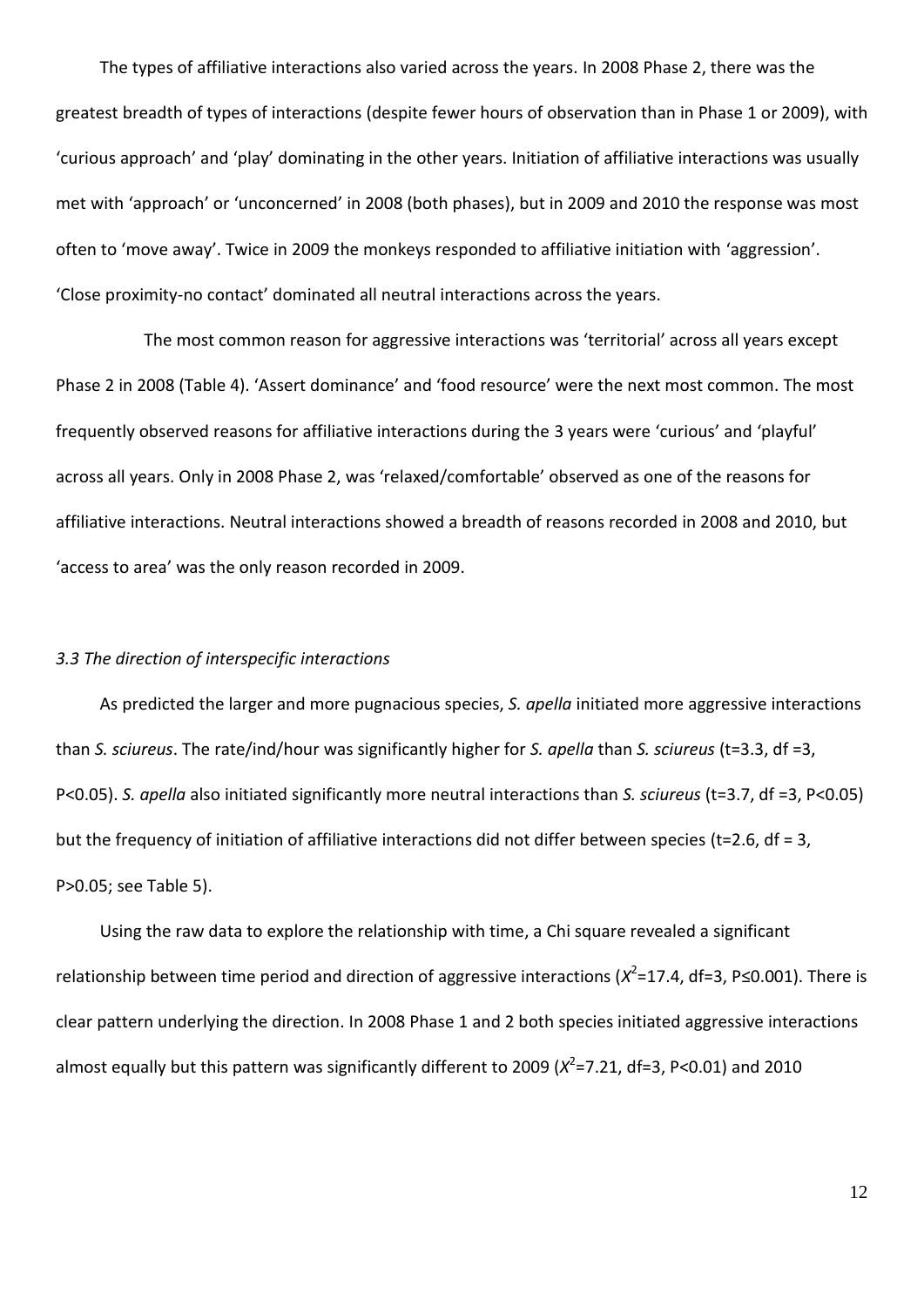The types of affiliative interactions also varied across the years. In 2008 Phase 2, there was the greatest breadth of types of interactions (despite fewer hours of observation than in Phase 1 or 2009), with 'curious approach' and 'play' dominating in the other years. Initiation of affiliative interactions was usually met with 'approach' or 'unconcerned' in 2008 (both phases), but in 2009 and 2010 the response was most often to 'move away'. Twice in 2009 the monkeys responded to affiliative initiation with 'aggression'. 'Close proximity-no contact' dominated all neutral interactions across the years.

The most common reason for aggressive interactions was 'territorial' across all years except Phase 2 in 2008 (Table 4). 'Assert dominance' and 'food resource' were the next most common. The most frequently observed reasons for affiliative interactions during the 3 years were 'curious' and 'playful' across all years. Only in 2008 Phase 2, was 'relaxed/comfortable' observed as one of the reasons for affiliative interactions. Neutral interactions showed a breadth of reasons recorded in 2008 and 2010, but 'access to area' was the only reason recorded in 2009.

*3.3 The direction of interspecific interactions*

As predicted the larger and more pugnacious species, *S. apella* initiated more aggressive interactions than *S. sciureus*. The rate/ind/hour was significantly higher for *S. apella* than *S. sciureus* ($t=3.3$, $df=3$, $P<0.05$). *S. apella* also initiated significantly more neutral interactions than *S. sciureus* ($t=3.7$, $df=3$, $P<0.05$) but the frequency of initiation of affiliative interactions did not differ between species ($t=2.6$, $df=3$, $P>0.05$; see Table 5).

Using the raw data to explore the relationship with time, a Chi square revealed a significant relationship between time period and direction of aggressive interactions ($X^2=17.4$, $df=3$, $P\leq0.001$). There is clear pattern underlying the direction. In 2008 Phase 1 and 2 both species initiated aggressive interactions almost equally but this pattern was significantly different to 2009 ($X^2=7.21$, $df=3$, $P<0.01$) and 2010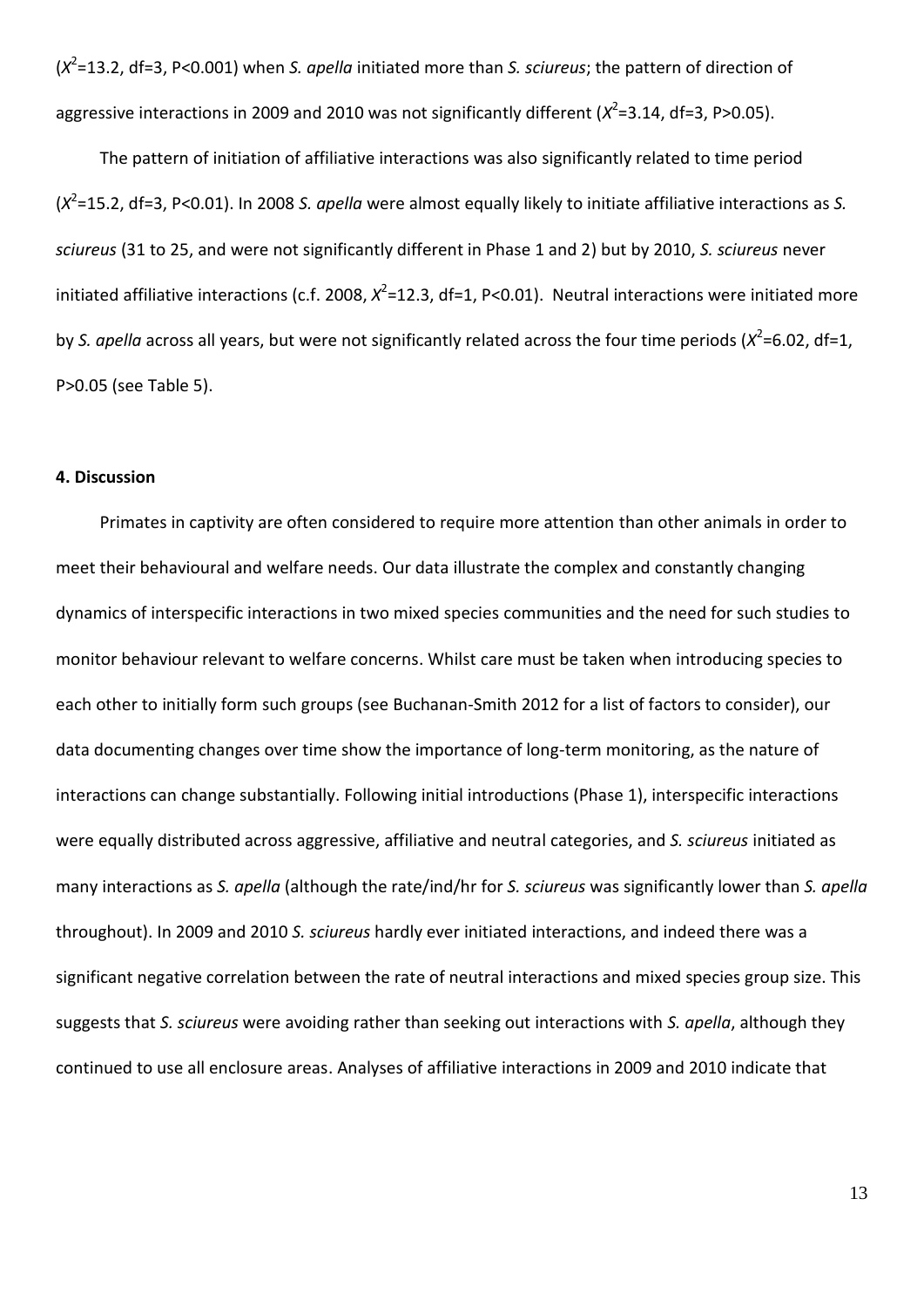($X^2$=13.2, df=3, P<0.001) when *S. apella* initiated more than *S. sciureus*; the pattern of direction of aggressive interactions in 2009 and 2010 was not significantly different ($X^2$=3.14, df=3, P>0.05).

The pattern of initiation of affiliative interactions was also significantly related to time period ($X^2$=15.2, df=3, P<0.01). In 2008 *S. apella* were almost equally likely to initiate affiliative interactions as *S. sciureus* (31 to 25, and were not significantly different in Phase 1 and 2) but by 2010, *S. sciureus* never initiated affiliative interactions (c.f. 2008, $X^2$=12.3, df=1, P<0.01). Neutral interactions were initiated more by *S. apella* across all years, but were not significantly related across the four time periods ($X^2$=6.02, df=1, P>0.05 (see Table 5).

## 4. Discussion

Primates in captivity are often considered to require more attention than other animals in order to meet their behavioural and welfare needs. Our data illustrate the complex and constantly changing dynamics of interspecific interactions in two mixed species communities and the need for such studies to monitor behaviour relevant to welfare concerns. Whilst care must be taken when introducing species to each other to initially form such groups (see Buchanan-Smith 2012 for a list of factors to consider), our data documenting changes over time show the importance of long-term monitoring, as the nature of interactions can change substantially. Following initial introductions (Phase 1), interspecific interactions were equally distributed across aggressive, affiliative and neutral categories, and *S. sciureus* initiated as many interactions as *S. apella* (although the rate/ind/hr for *S. sciureus* was significantly lower than *S. apella* throughout). In 2009 and 2010 *S. sciureus* hardly ever initiated interactions, and indeed there was a significant negative correlation between the rate of neutral interactions and mixed species group size. This suggests that *S. sciureus* were avoiding rather than seeking out interactions with *S. apella*, although they continued to use all enclosure areas. Analyses of affiliative interactions in 2009 and 2010 indicate that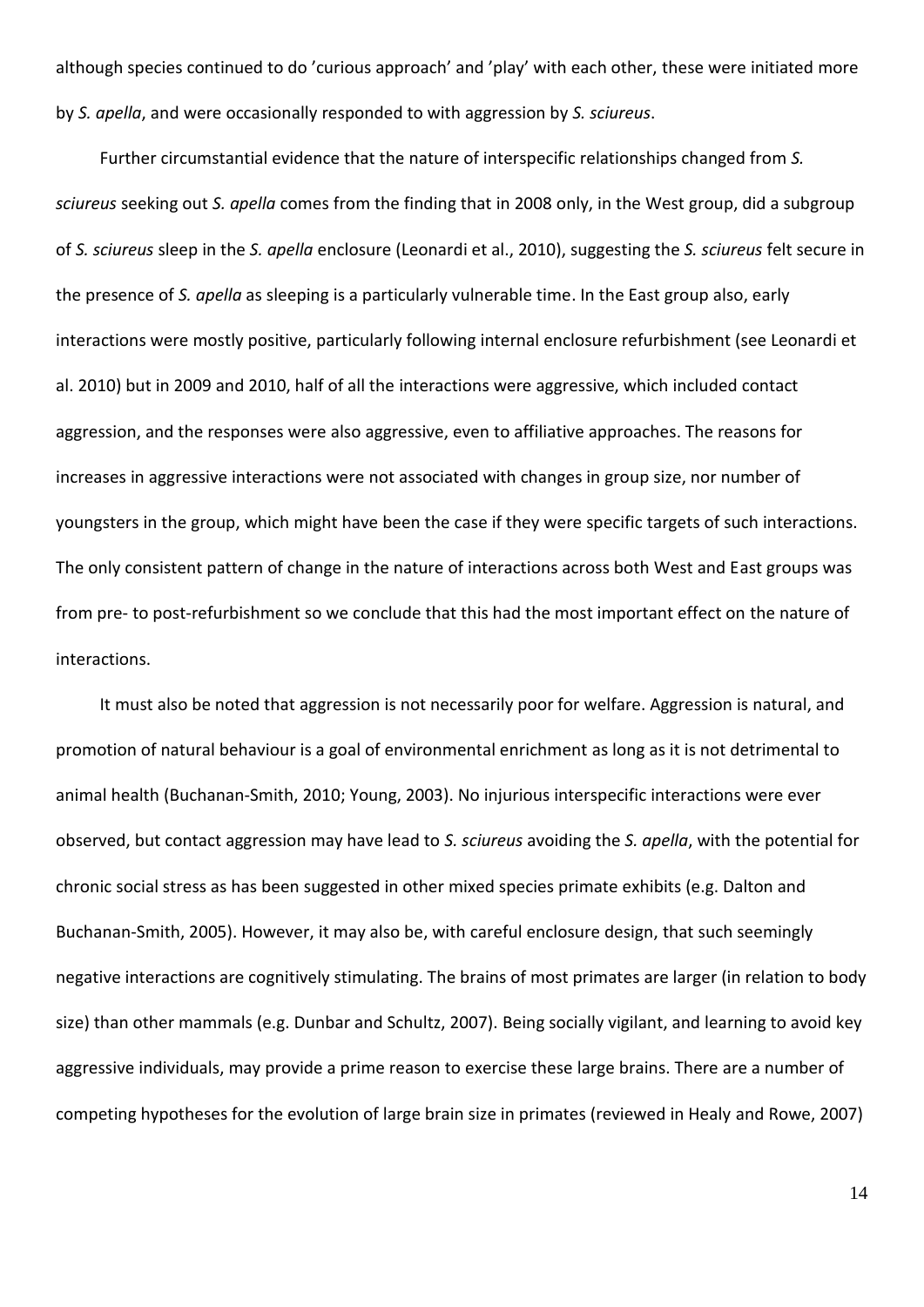although species continued to do 'curious approach' and 'play' with each other, these were initiated more by *S. apella*, and were occasionally responded to with aggression by *S. sciureus*.

Further circumstantial evidence that the nature of interspecific relationships changed from *S. sciureus* seeking out *S. apella* comes from the finding that in 2008 only, in the West group, did a subgroup of *S. sciureus* sleep in the *S. apella* enclosure (Leonardi et al., 2010), suggesting the *S. sciureus* felt secure in the presence of *S. apella* as sleeping is a particularly vulnerable time. In the East group also, early interactions were mostly positive, particularly following internal enclosure refurbishment (see Leonardi et al. 2010) but in 2009 and 2010, half of all the interactions were aggressive, which included contact aggression, and the responses were also aggressive, even to affiliative approaches. The reasons for increases in aggressive interactions were not associated with changes in group size, nor number of youngsters in the group, which might have been the case if they were specific targets of such interactions. The only consistent pattern of change in the nature of interactions across both West and East groups was from pre- to post-refurbishment so we conclude that this had the most important effect on the nature of interactions.

It must also be noted that aggression is not necessarily poor for welfare. Aggression is natural, and promotion of natural behaviour is a goal of environmental enrichment as long as it is not detrimental to animal health (Buchanan-Smith, 2010; Young, 2003). No injurious interspecific interactions were ever observed, but contact aggression may have lead to *S. sciureus* avoiding the *S. apella*, with the potential for chronic social stress as has been suggested in other mixed species primate exhibits (e.g. Dalton and Buchanan-Smith, 2005). However, it may also be, with careful enclosure design, that such seemingly negative interactions are cognitively stimulating. The brains of most primates are larger (in relation to body size) than other mammals (e.g. Dunbar and Schultz, 2007). Being socially vigilant, and learning to avoid key aggressive individuals, may provide a prime reason to exercise these large brains. There are a number of competing hypotheses for the evolution of large brain size in primates (reviewed in Healy and Rowe, 2007)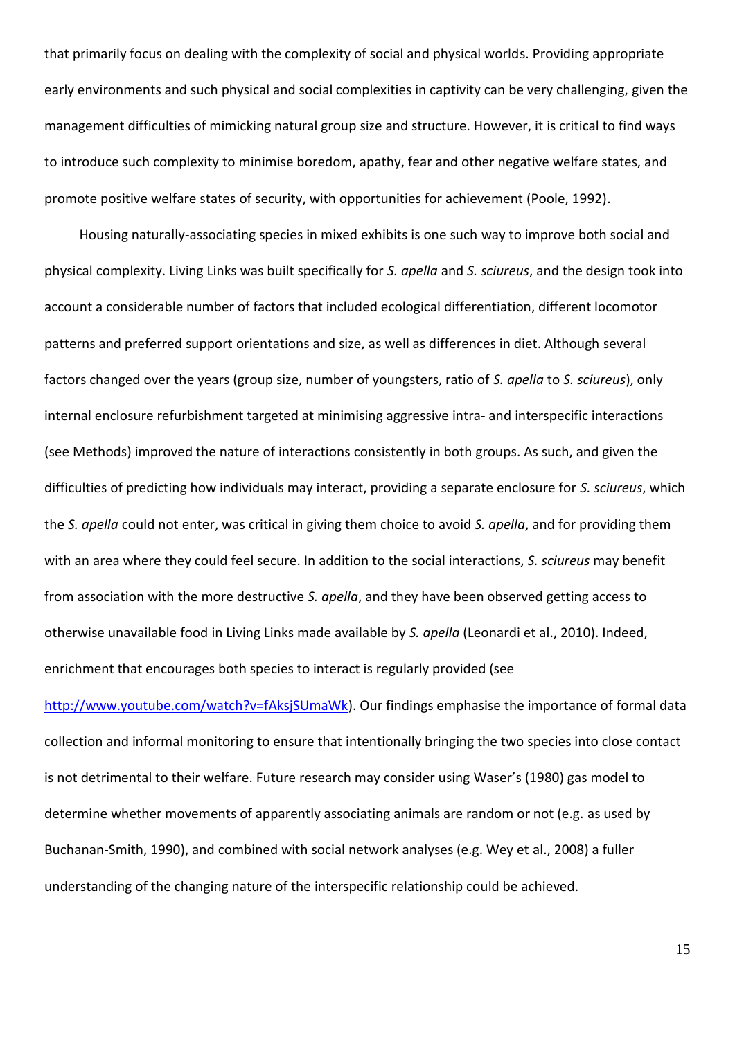that primarily focus on dealing with the complexity of social and physical worlds. Providing appropriate early environments and such physical and social complexities in captivity can be very challenging, given the management difficulties of mimicking natural group size and structure. However, it is critical to find ways to introduce such complexity to minimise boredom, apathy, fear and other negative welfare states, and promote positive welfare states of security, with opportunities for achievement (Poole, 1992).

Housing naturally-associating species in mixed exhibits is one such way to improve both social and physical complexity. Living Links was built specifically for *S. apella* and *S. sciureus*, and the design took into account a considerable number of factors that included ecological differentiation, different locomotor patterns and preferred support orientations and size, as well as differences in diet. Although several factors changed over the years (group size, number of youngsters, ratio of *S. apella* to *S. sciureus*), only internal enclosure refurbishment targeted at minimising aggressive intra- and interspecific interactions (see Methods) improved the nature of interactions consistently in both groups. As such, and given the difficulties of predicting how individuals may interact, providing a separate enclosure for *S. sciureus*, which the *S. apella* could not enter, was critical in giving them choice to avoid *S. apella*, and for providing them with an area where they could feel secure. In addition to the social interactions, *S. sciureus* may benefit from association with the more destructive *S. apella*, and they have been observed getting access to otherwise unavailable food in Living Links made available by *S. apella* (Leonardi et al., 2010). Indeed, enrichment that encourages both species to interact is regularly provided (see http://www.youtube.com/watch?v=fAksjSUmaWk). Our findings emphasise the importance of formal data collection and informal monitoring to ensure that intentionally bringing the two species into close contact is not detrimental to their welfare. Future research may consider using Waser's (1980) gas model to determine whether movements of apparently associating animals are random or not (e.g. as used by Buchanan-Smith, 1990), and combined with social network analyses (e.g. Wey et al., 2008) a fuller understanding of the changing nature of the interspecific relationship could be achieved.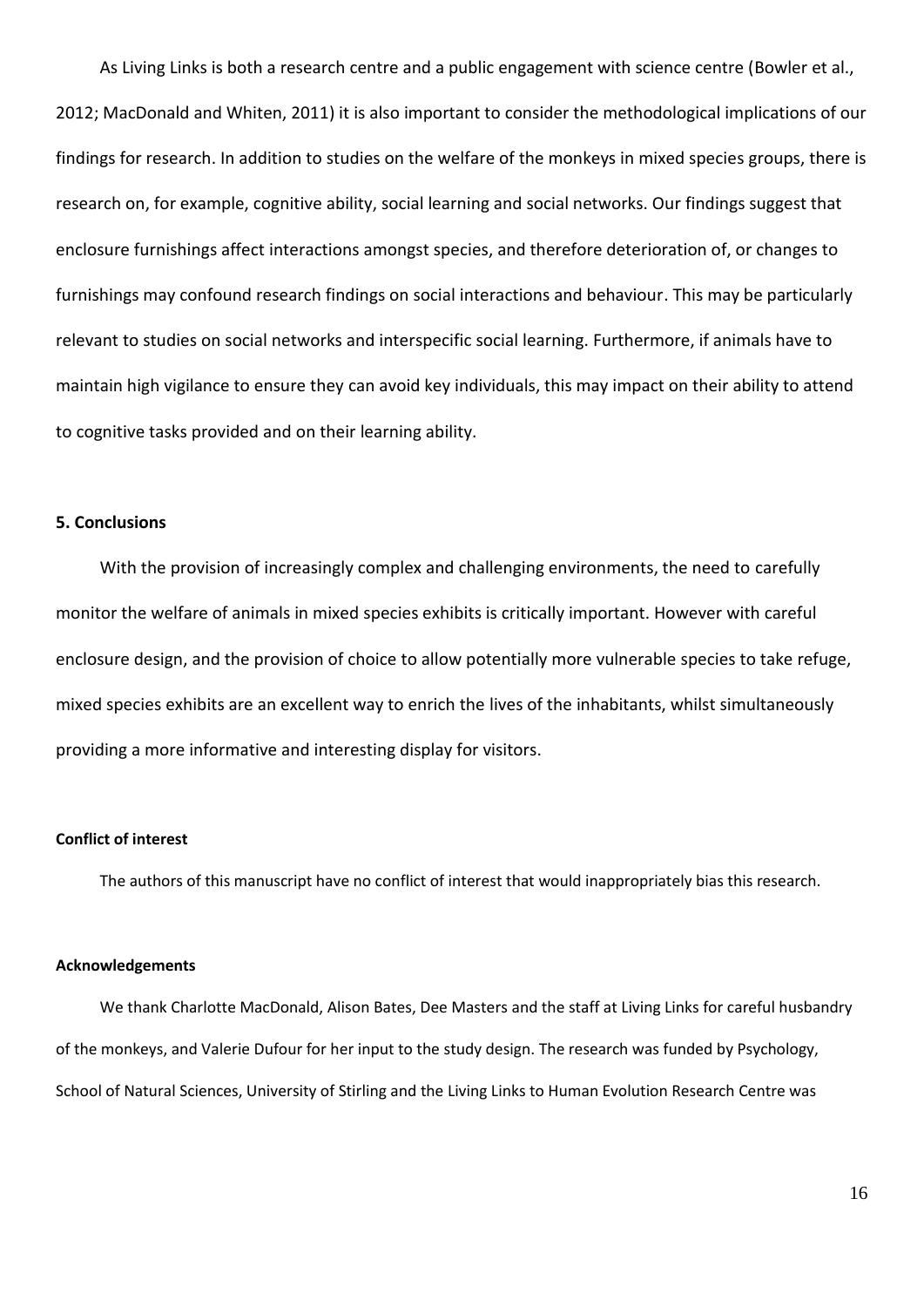As Living Links is both a research centre and a public engagement with science centre (Bowler et al., 2012; MacDonald and Whiten, 2011) it is also important to consider the methodological implications of our findings for research. In addition to studies on the welfare of the monkeys in mixed species groups, there is research on, for example, cognitive ability, social learning and social networks. Our findings suggest that enclosure furnishings affect interactions amongst species, and therefore deterioration of, or changes to furnishings may confound research findings on social interactions and behaviour. This may be particularly relevant to studies on social networks and interspecific social learning. Furthermore, if animals have to maintain high vigilance to ensure they can avoid key individuals, this may impact on their ability to attend to cognitive tasks provided and on their learning ability.

## 5. Conclusions

With the provision of increasingly complex and challenging environments, the need to carefully monitor the welfare of animals in mixed species exhibits is critically important. However with careful enclosure design, and the provision of choice to allow potentially more vulnerable species to take refuge, mixed species exhibits are an excellent way to enrich the lives of the inhabitants, whilst simultaneously providing a more informative and interesting display for visitors.

#### Conflict of interest

The authors of this manuscript have no conflict of interest that would inappropriately bias this research.

#### Acknowledgements

We thank Charlotte MacDonald, Alison Bates, Dee Masters and the staff at Living Links for careful husbandry of the monkeys, and Valerie Dufour for her input to the study design. The research was funded by Psychology, School of Natural Sciences, University of Stirling and the Living Links to Human Evolution Research Centre was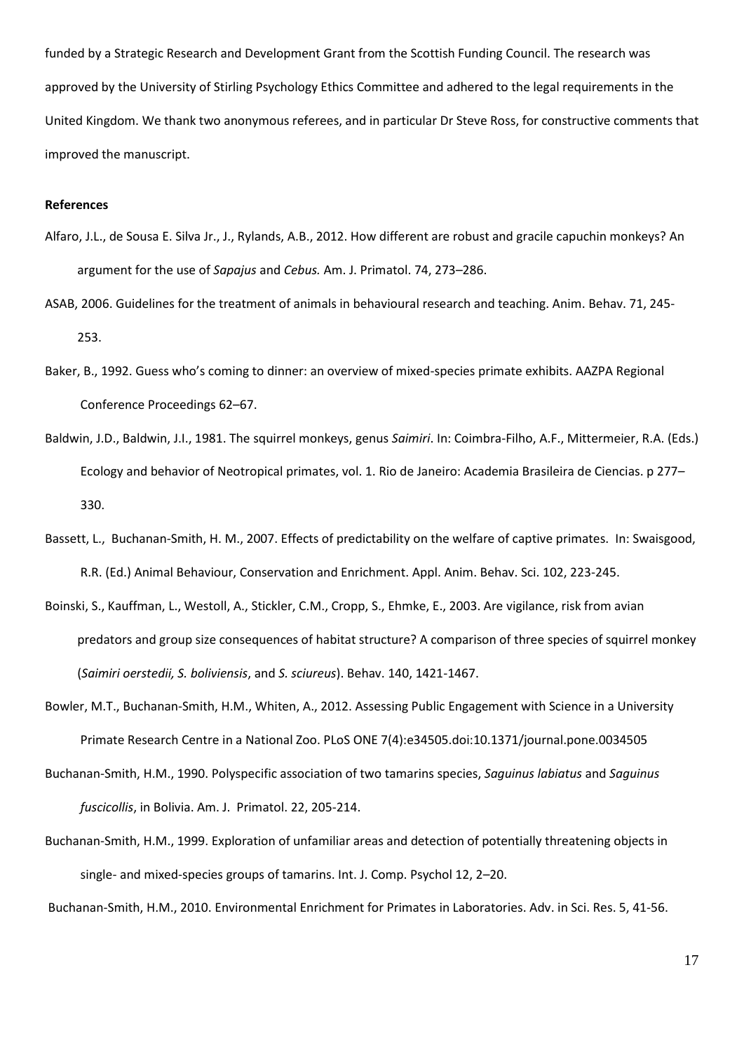funded by a Strategic Research and Development Grant from the Scottish Funding Council. The research was approved by the University of Stirling Psychology Ethics Committee and adhered to the legal requirements in the United Kingdom. We thank two anonymous referees, and in particular Dr Steve Ross, for constructive comments that improved the manuscript.

**References**

Alfaro, J.L., de Sousa E. Silva Jr., J., Rylands, A.B., 2012. How different are robust and gracile capuchin monkeys? An argument for the use of *Sapajus* and *Cebus.* Am. J. Primatol. 74, 273–286.

ASAB, 2006. Guidelines for the treatment of animals in behavioural research and teaching. Anim. Behav. 71, 245-253.

Baker, B., 1992. Guess who's coming to dinner: an overview of mixed-species primate exhibits. AAZPA Regional Conference Proceedings 62–67.

Baldwin, J.D., Baldwin, J.I., 1981. The squirrel monkeys, genus *Saimiri*. In: Coimbra-Filho, A.F., Mittermeier, R.A. (Eds.) Ecology and behavior of Neotropical primates, vol. 1. Rio de Janeiro: Academia Brasileira de Ciencias. p 277–330.

Bassett, L., Buchanan-Smith, H. M., 2007. Effects of predictability on the welfare of captive primates. In: Swaisgood, R.R. (Ed.) Animal Behaviour, Conservation and Enrichment. Appl. Anim. Behav. Sci. 102, 223-245.

Boinski, S., Kauffman, L., Westoll, A., Stickler, C.M., Cropp, S., Ehmke, E., 2003. Are vigilance, risk from avian predators and group size consequences of habitat structure? A comparison of three species of squirrel monkey (*Saimiri oerstedii, S. boliviensis*, and *S. sciureus*). Behav. 140, 1421-1467.

Bowler, M.T., Buchanan-Smith, H.M., Whiten, A., 2012. Assessing Public Engagement with Science in a University Primate Research Centre in a National Zoo. PLoS ONE 7(4):e34505.doi:10.1371/journal.pone.0034505

Buchanan-Smith, H.M., 1990. Polyspecific association of two tamarins species, *Saguinus labiatus* and *Saguinus fuscicollis*, in Bolivia. Am. J. Primatol. 22, 205-214.

Buchanan-Smith, H.M., 1999. Exploration of unfamiliar areas and detection of potentially threatening objects in single- and mixed-species groups of tamarins. Int. J. Comp. Psychol 12, 2–20.

Buchanan-Smith, H.M., 2010. Environmental Enrichment for Primates in Laboratories. Adv. in Sci. Res. 5, 41-56.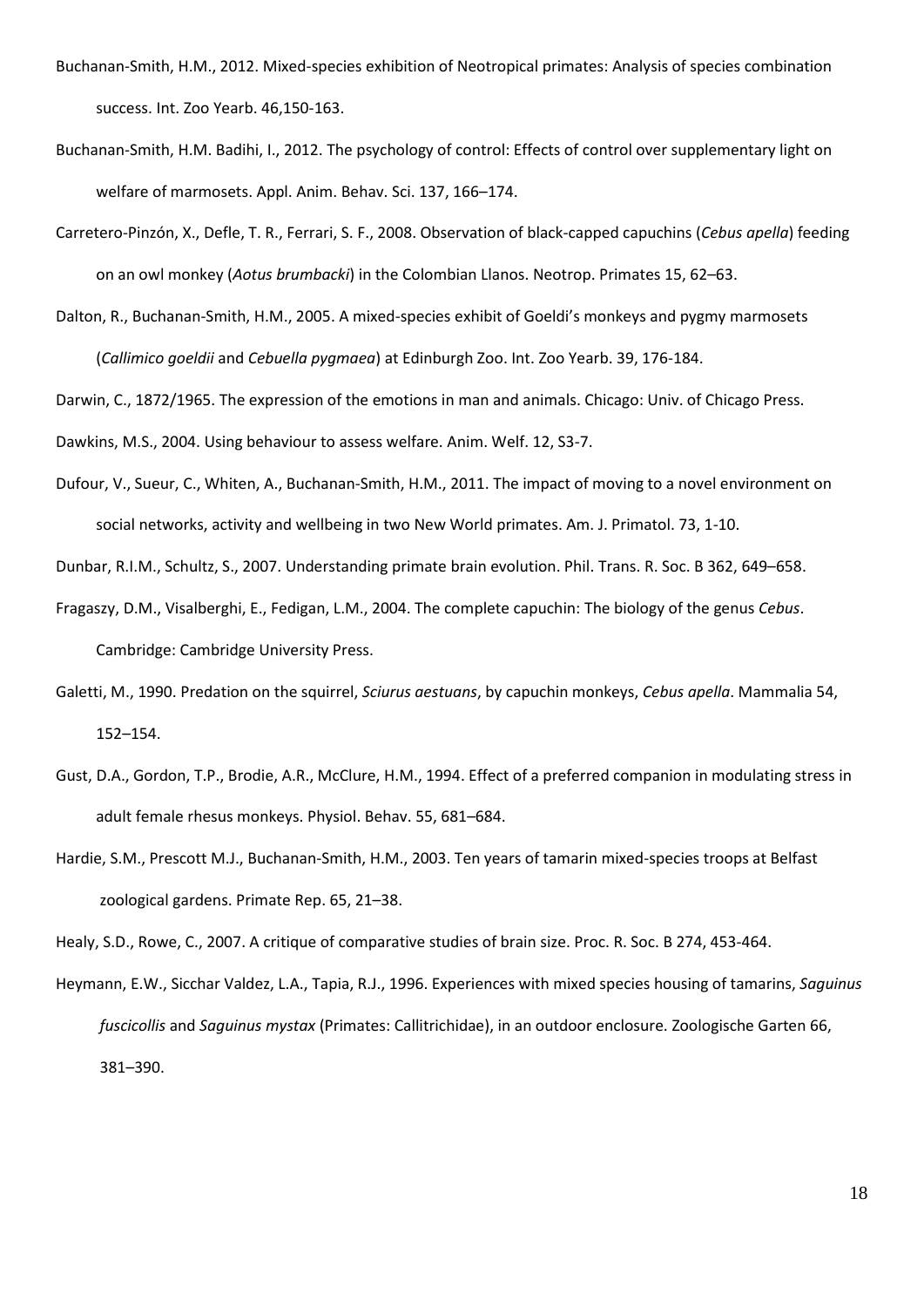Buchanan-Smith, H.M., 2012. Mixed-species exhibition of Neotropical primates: Analysis of species combination success. Int. Zoo Yearb. 46,150-163.

Buchanan-Smith, H.M. Badihi, I., 2012. The psychology of control: Effects of control over supplementary light on welfare of marmosets. Appl. Anim. Behav. Sci. 137, 166–174.

Carretero-Pinzón, X., Defle, T. R., Ferrari, S. F., 2008. Observation of black-capped capuchins (*Cebus apella*) feeding on an owl monkey (*Aotus brumbacki*) in the Colombian Llanos. Neotrop. Primates 15, 62–63.

Dalton, R., Buchanan-Smith, H.M., 2005. A mixed-species exhibit of Goeldi's monkeys and pygmy marmosets (*Callimico goeldii* and *Cebuella pygmaea*) at Edinburgh Zoo. Int. Zoo Yearb. 39, 176-184.

Darwin, C., 1872/1965. The expression of the emotions in man and animals. Chicago: Univ. of Chicago Press.

Dawkins, M.S., 2004. Using behaviour to assess welfare. Anim. Welf. 12, S3-7.

Dufour, V., Sueur, C., Whiten, A., Buchanan-Smith, H.M., 2011. The impact of moving to a novel environment on social networks, activity and wellbeing in two New World primates. Am. J. Primatol. 73, 1-10.

Dunbar, R.I.M., Schultz, S., 2007. Understanding primate brain evolution. Phil. Trans. R. Soc. B 362, 649–658.

Fragaszy, D.M., Visalberghi, E., Fedigan, L.M., 2004. The complete capuchin: The biology of the genus *Cebus*. Cambridge: Cambridge University Press.

Galetti, M., 1990. Predation on the squirrel, *Sciurus aestuans*, by capuchin monkeys, *Cebus apella*. Mammalia 54, 152–154.

Gust, D.A., Gordon, T.P., Brodie, A.R., McClure, H.M., 1994. Effect of a preferred companion in modulating stress in adult female rhesus monkeys. Physiol. Behav. 55, 681–684.

Hardie, S.M., Prescott M.J., Buchanan-Smith, H.M., 2003. Ten years of tamarin mixed-species troops at Belfast zoological gardens. Primate Rep. 65, 21–38.

Healy, S.D., Rowe, C., 2007. A critique of comparative studies of brain size. Proc. R. Soc. B 274, 453-464.

Heymann, E.W., Sicchar Valdez, L.A., Tapia, R.J., 1996. Experiences with mixed species housing of tamarins, *Saguinus fuscicollis* and *Saguinus mystax* (Primates: Callitrichidae), in an outdoor enclosure. Zoologische Garten 66, 381–390.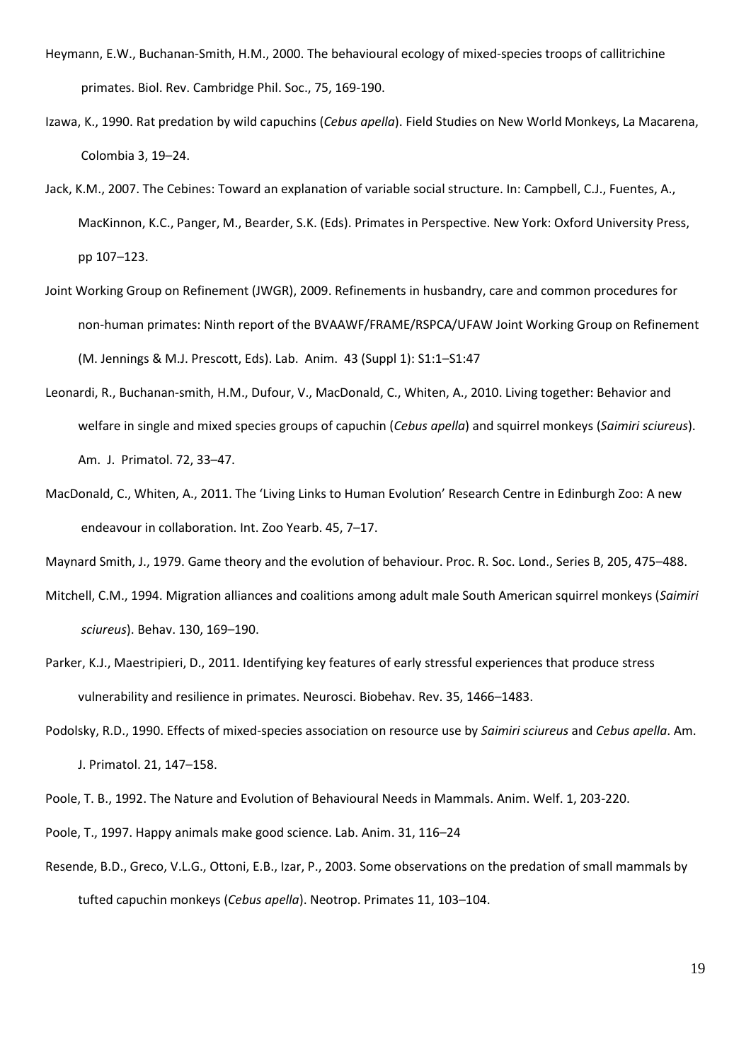Heymann, E.W., Buchanan-Smith, H.M., 2000. The behavioural ecology of mixed-species troops of callitrichine primates. Biol. Rev. Cambridge Phil. Soc., 75, 169-190.

Izawa, K., 1990. Rat predation by wild capuchins (*Cebus apella*). Field Studies on New World Monkeys, La Macarena, Colombia 3, 19–24.

Jack, K.M., 2007. The Cebines: Toward an explanation of variable social structure. In: Campbell, C.J., Fuentes, A., MacKinnon, K.C., Panger, M., Bearder, S.K. (Eds). Primates in Perspective. New York: Oxford University Press, pp 107–123.

Joint Working Group on Refinement (JWGR), 2009. Refinements in husbandry, care and common procedures for non-human primates: Ninth report of the BVAAWF/FRAME/RSPCA/UFAW Joint Working Group on Refinement (M. Jennings & M.J. Prescott, Eds). Lab. Anim. 43 (Suppl 1): S1:1–S1:47

Leonardi, R., Buchanan-smith, H.M., Dufour, V., MacDonald, C., Whiten, A., 2010. Living together: Behavior and welfare in single and mixed species groups of capuchin (*Cebus apella*) and squirrel monkeys (*Saimiri sciureus*). Am. J. Primatol. 72, 33–47.

MacDonald, C., Whiten, A., 2011. The 'Living Links to Human Evolution' Research Centre in Edinburgh Zoo: A new endeavour in collaboration. Int. Zoo Yearb. 45, 7–17.

Maynard Smith, J., 1979. Game theory and the evolution of behaviour. Proc. R. Soc. Lond., Series B, 205, 475–488.

Mitchell, C.M., 1994. Migration alliances and coalitions among adult male South American squirrel monkeys (*Saimiri sciureus*). Behav. 130, 169–190.

Parker, K.J., Maestripieri, D., 2011. Identifying key features of early stressful experiences that produce stress vulnerability and resilience in primates. Neurosci. Biobehav. Rev. 35, 1466–1483.

Podolsky, R.D., 1990. Effects of mixed-species association on resource use by *Saimiri sciureus* and *Cebus apella*. Am. J. Primatol. 21, 147–158.

Poole, T. B., 1992. The Nature and Evolution of Behavioural Needs in Mammals. Anim. Welf. 1, 203-220.

Poole, T., 1997. Happy animals make good science. Lab. Anim. 31, 116–24

Resende, B.D., Greco, V.L.G., Ottoni, E.B., Izar, P., 2003. Some observations on the predation of small mammals by tufted capuchin monkeys (*Cebus apella*). Neotrop. Primates 11, 103–104.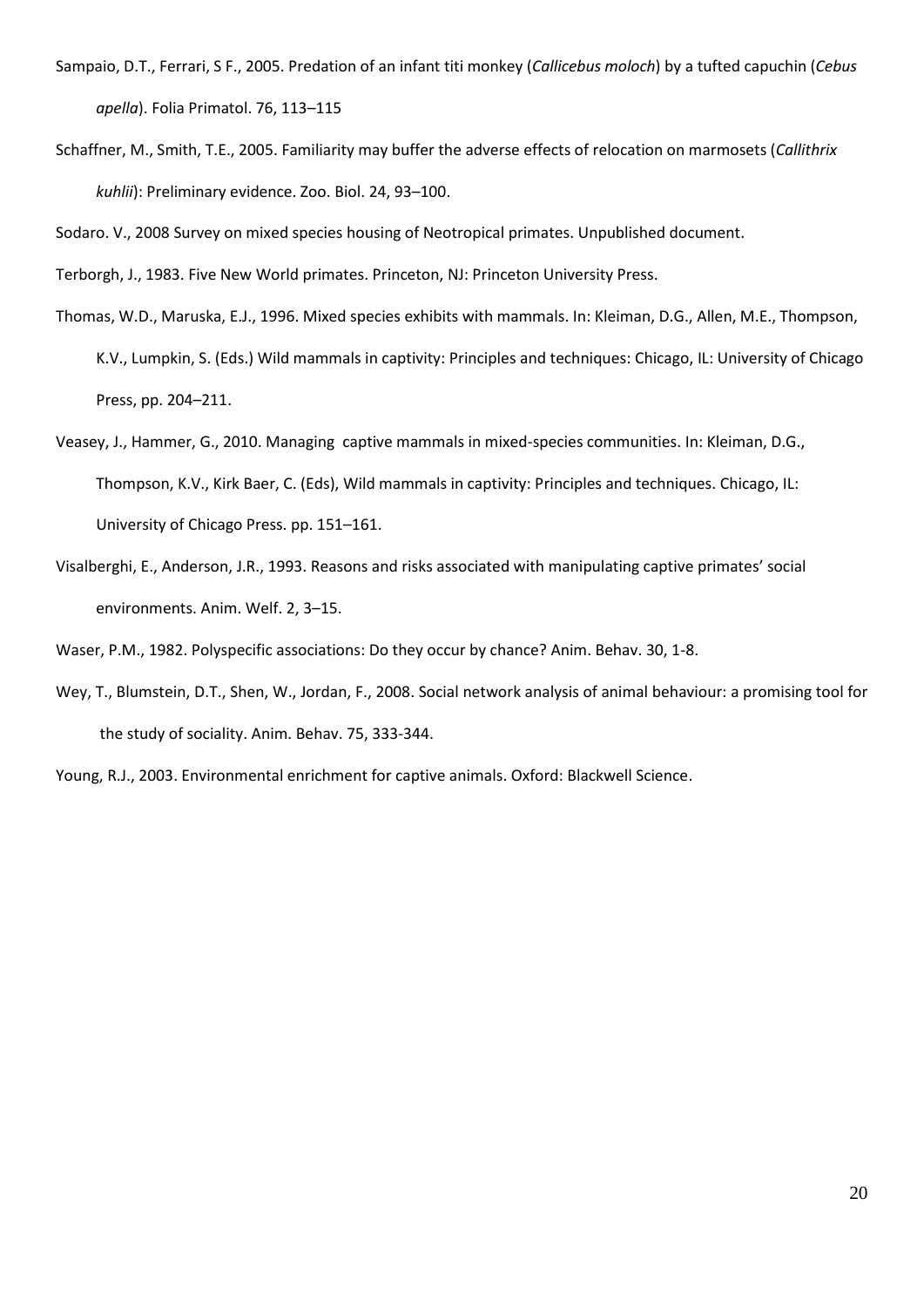Sampaio, D.T., Ferrari, S F., 2005. Predation of an infant titi monkey (*Callicebus moloch*) by a tufted capuchin (*Cebus apella*). Folia Primatol. 76, 113–115

Schaffner, M., Smith, T.E., 2005. Familiarity may buffer the adverse effects of relocation on marmosets (*Callithrix kuhlii*): Preliminary evidence. Zoo. Biol. 24, 93–100.

Sodaro. V., 2008 Survey on mixed species housing of Neotropical primates. Unpublished document.

Terborgh, J., 1983. Five New World primates. Princeton, NJ: Princeton University Press.

Thomas, W.D., Maruska, E.J., 1996. Mixed species exhibits with mammals. In: Kleiman, D.G., Allen, M.E., Thompson, K.V., Lumpkin, S. (Eds.) Wild mammals in captivity: Principles and techniques: Chicago, IL: University of Chicago Press, pp. 204–211.

Veasey, J., Hammer, G., 2010. Managing captive mammals in mixed-species communities. In: Kleiman, D.G., Thompson, K.V., Kirk Baer, C. (Eds), Wild mammals in captivity: Principles and techniques. Chicago, IL: University of Chicago Press. pp. 151–161.

Visalberghi, E., Anderson, J.R., 1993. Reasons and risks associated with manipulating captive primates' social environments. Anim. Welf. 2, 3–15.

Waser, P.M., 1982. Polyspecific associations: Do they occur by chance? Anim. Behav. 30, 1-8.

Wey, T., Blumstein, D.T., Shen, W., Jordan, F., 2008. Social network analysis of animal behaviour: a promising tool for the study of sociality. Anim. Behav. 75, 333-344.

Young, R.J., 2003. Environmental enrichment for captive animals. Oxford: Blackwell Science.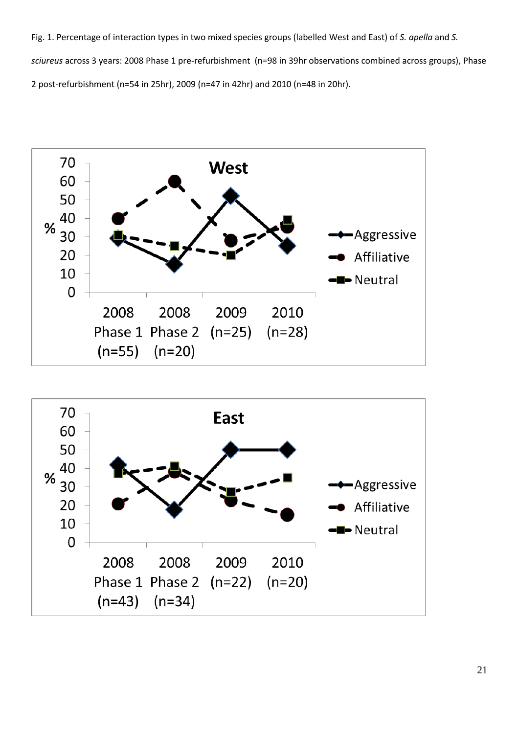Fig. 1. Percentage of interaction types in two mixed species groups (labelled West and East) of *S. apella* and *S. sciureus* across 3 years: 2008 Phase 1 pre-refurbishment (n=98 in 39hr observations combined across groups), Phase 2 post-refurbishment (n=54 in 25hr), 2009 (n=47 in 42hr) and 2010 (n=48 in 20hr).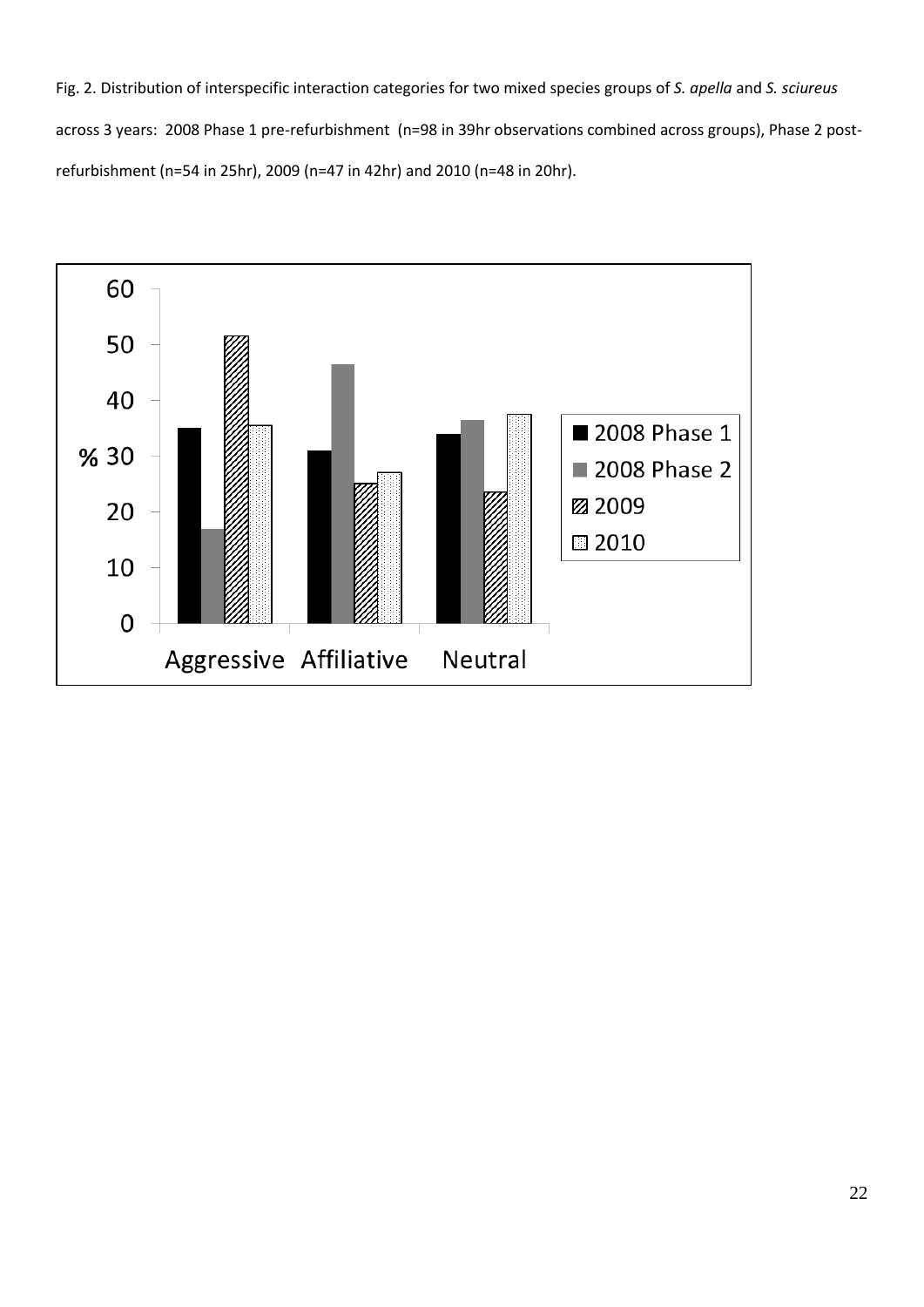Fig. 2. Distribution of interspecific interaction categories for two mixed species groups of *S. apella* and *S. sciureus* across 3 years: 2008 Phase 1 pre-refurbishment (n=98 in 39hr observations combined across groups), Phase 2 post-refurbishment (n=54 in 25hr), 2009 (n=47 in 42hr) and 2010 (n=48 in 20hr).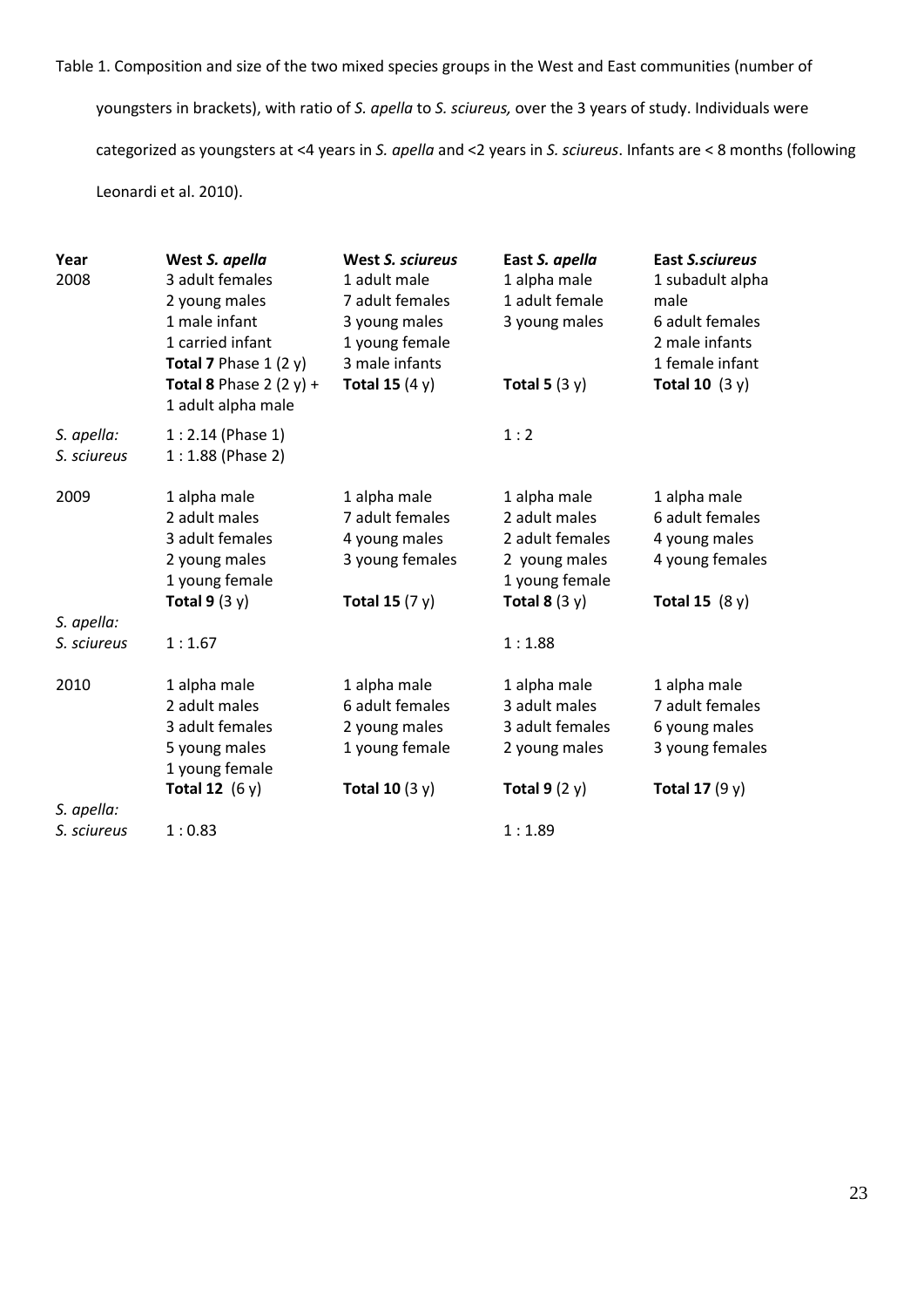Table 1. Composition and size of the two mixed species groups in the West and East communities (number of youngsters in brackets), with ratio of *S. apella* to *S. sciureus,* over the 3 years of study. Individuals were categorized as youngsters at <4 years in *S. apella* and <2 years in *S. sciureus*. Infants are < 8 months (following Leonardi et al. 2010).

| Year | West *S. apella* | West *S. sciureus* | East *S. apella* | East *S.sciureus* |
|---|---|---|---|---|
| 2008 | 3 adult females<br>2 young males<br>1 male infant<br>1 carried infant<br>**Total 7** Phase 1 (2 y)<br>**Total 8** Phase 2 (2 y) + 1 adult alpha male | 1 adult male<br>7 adult females<br>3 young males<br>1 young female<br>3 male infants<br>**Total 15** (4 y) | 1 alpha male<br>1 adult female<br>3 young males<br><br><br>**Total 5** (3 y) | 1 subadult alpha male<br>6 adult females<br>2 male infants<br>1 female infant<br>**Total 10** (3 y) |
| *S. apella*: *S. sciureus* | 1 : 2.14 (Phase 1)<br>1 : 1.88 (Phase 2) | | 1 : 2 | |
| 2009 | 1 alpha male<br>2 adult males<br>3 adult females<br>2 young males<br>1 young female<br>**Total 9** (3 y) | 1 alpha male<br>7 adult females<br>4 young males<br>3 young females<br><br>**Total 15** (7 y) | 1 alpha male<br>2 adult males<br>2 adult females<br>2 young males<br>1 young female<br>**Total 8** (3 y) | 1 alpha male<br>6 adult females<br>4 young males<br>4 young females<br><br>**Total 15** (8 y) |
| *S. apella*: *S. sciureus* | 1 : 1.67 | | 1 : 1.88 | |
| 2010 | 1 alpha male<br>2 adult males<br>3 adult females<br>5 young males<br>1 young female<br>**Total 12** (6 y) | 1 alpha male<br>6 adult females<br>2 young males<br>1 young female<br><br>**Total 10** (3 y) | 1 alpha male<br>3 adult males<br>3 adult females<br>2 young males<br><br>**Total 9** (2 y) | 1 alpha male<br>7 adult females<br>6 young males<br>3 young females<br><br>**Total 17** (9 y) |
| *S. apella*: *S. sciureus* | 1 : 0.83 | | 1 : 1.89 | |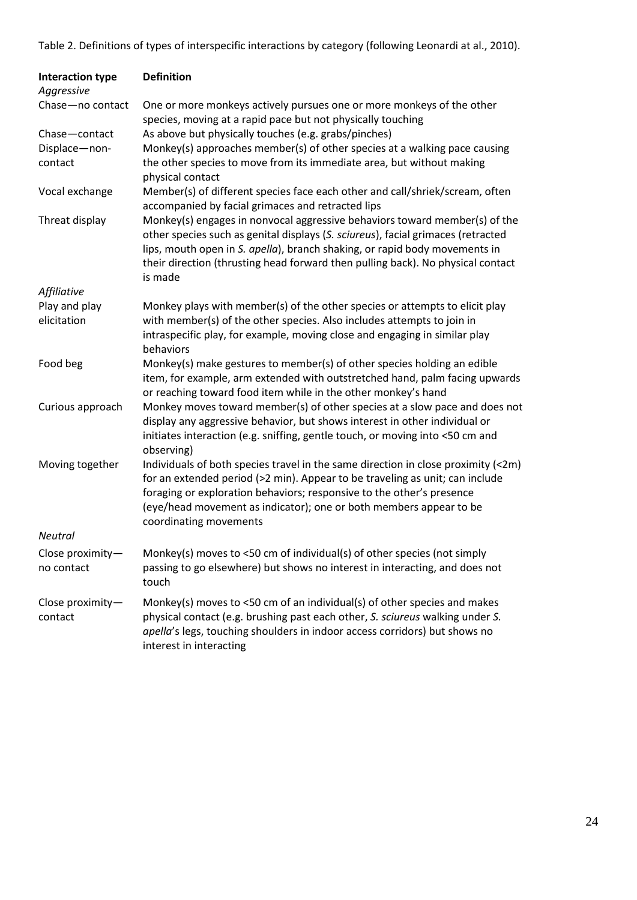Table 2. Definitions of types of interspecific interactions by category (following Leonardi at al., 2010).

| **Interaction type** | **Definition** |
| --- | --- |
| *Aggressive* | |
| Chase—no contact | One or more monkeys actively pursues one or more monkeys of the other species, moving at a rapid pace but not physically touching |
| Chase—contact | As above but physically touches (e.g. grabs/pinches) |
| Displace—non-contact | Monkey(s) approaches member(s) of other species at a walking pace causing the other species to move from its immediate area, but without making physical contact |
| Vocal exchange | Member(s) of different species face each other and call/shriek/scream, often accompanied by facial grimaces and retracted lips |
| Threat display | Monkey(s) engages in nonvocal aggressive behaviors toward member(s) of the other species such as genital displays (*S. sciureus*), facial grimaces (retracted lips, mouth open in *S. apella*), branch shaking, or rapid body movements in their direction (thrusting head forward then pulling back). No physical contact is made |
| *Affiliative* | |
| Play and play elicitation | Monkey plays with member(s) of the other species or attempts to elicit play with member(s) of the other species. Also includes attempts to join in intraspecific play, for example, moving close and engaging in similar play behaviors |
| Food beg | Monkey(s) make gestures to member(s) of other species holding an edible item, for example, arm extended with outstretched hand, palm facing upwards or reaching toward food item while in the other monkey's hand |
| Curious approach | Monkey moves toward member(s) of other species at a slow pace and does not display any aggressive behavior, but shows interest in other individual or initiates interaction (e.g. sniffing, gentle touch, or moving into <50 cm and observing) |
| Moving together | Individuals of both species travel in the same direction in close proximity (<2m) for an extended period (>2 min). Appear to be traveling as unit; can include foraging or exploration behaviors; responsive to the other's presence (eye/head movement as indicator); one or both members appear to be coordinating movements |
| *Neutral* | |
| Close proximity—no contact | Monkey(s) moves to <50 cm of individual(s) of other species (not simply passing to go elsewhere) but shows no interest in interacting, and does not touch |
| Close proximity—contact | Monkey(s) moves to <50 cm of an individual(s) of other species and makes physical contact (e.g. brushing past each other, *S. sciureus* walking under *S. apella*'s legs, touching shoulders in indoor access corridors) but shows no interest in interacting |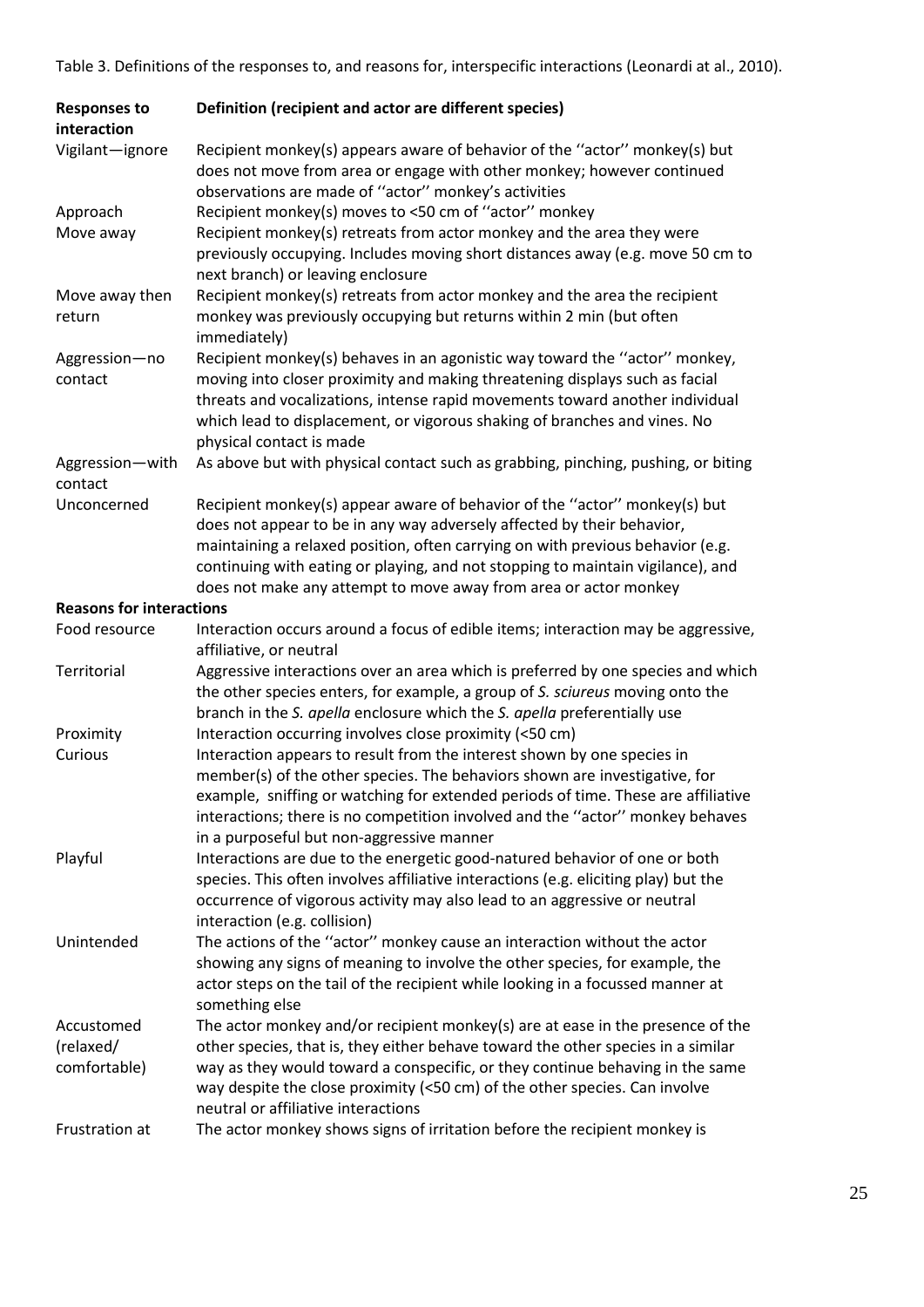Table 3. Definitions of the responses to, and reasons for, interspecific interactions (Leonardi at al., 2010).

| **Responses to interaction** | **Definition (recipient and actor are different species)** |
|---|---|
| Vigilant—ignore | Recipient monkey(s) appears aware of behavior of the ''actor'' monkey(s) but does not move from area or engage with other monkey; however continued observations are made of ''actor'' monkey's activities |
| Approach | Recipient monkey(s) moves to <50 cm of ''actor'' monkey |
| Move away | Recipient monkey(s) retreats from actor monkey and the area they were previously occupying. Includes moving short distances away (e.g. move 50 cm to next branch) or leaving enclosure |
| Move away then return | Recipient monkey(s) retreats from actor monkey and the area the recipient monkey was previously occupying but returns within 2 min (but often immediately) |
| Aggression—no contact | Recipient monkey(s) behaves in an agonistic way toward the ''actor'' monkey, moving into closer proximity and making threatening displays such as facial threats and vocalizations, intense rapid movements toward another individual which lead to displacement, or vigorous shaking of branches and vines. No physical contact is made |
| Aggression—with contact | As above but with physical contact such as grabbing, pinching, pushing, or biting |
| Unconcerned | Recipient monkey(s) appear aware of behavior of the ''actor'' monkey(s) but does not appear to be in any way adversely affected by their behavior, maintaining a relaxed position, often carrying on with previous behavior (e.g. continuing with eating or playing, and not stopping to maintain vigilance), and does not make any attempt to move away from area or actor monkey |
| **Reasons for interactions** | |
| Food resource | Interaction occurs around a focus of edible items; interaction may be aggressive, affiliative, or neutral |
| Territorial | Aggressive interactions over an area which is preferred by one species and which the other species enters, for example, a group of *S. sciureus* moving onto the branch in the *S. apella* enclosure which the *S. apella* preferentially use |
| Proximity | Interaction occurring involves close proximity (<50 cm) |
| Curious | Interaction appears to result from the interest shown by one species in member(s) of the other species. The behaviors shown are investigative, for example, sniffing or watching for extended periods of time. These are affiliative interactions; there is no competition involved and the ''actor'' monkey behaves in a purposeful but non-aggressive manner |
| Playful | Interactions are due to the energetic good-natured behavior of one or both species. This often involves affiliative interactions (e.g. eliciting play) but the occurrence of vigorous activity may also lead to an aggressive or neutral interaction (e.g. collision) |
| Unintended | The actions of the ''actor'' monkey cause an interaction without the actor showing any signs of meaning to involve the other species, for example, the actor steps on the tail of the recipient while looking in a focussed manner at something else |
| Accustomed (relaxed/ comfortable) | The actor monkey and/or recipient monkey(s) are at ease in the presence of the other species, that is, they either behave toward the other species in a similar way as they would toward a conspecific, or they continue behaving in the same way despite the close proximity (<50 cm) of the other species. Can involve neutral or affiliative interactions |
| Frustration at | The actor monkey shows signs of irritation before the recipient monkey is |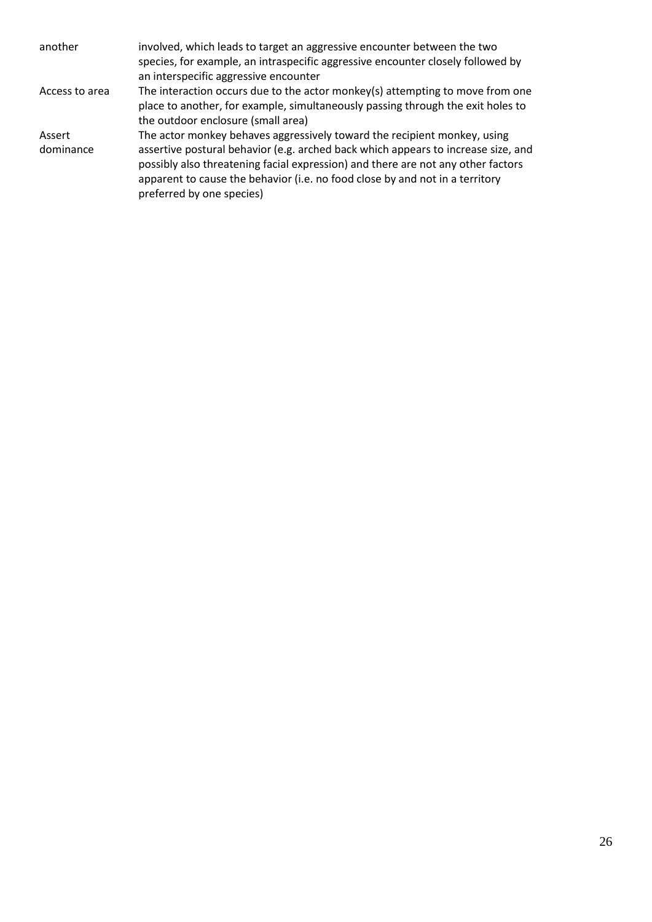| | |
|---|---|
| another | involved, which leads to target an aggressive encounter between the two species, for example, an intraspecific aggressive encounter closely followed by an interspecific aggressive encounter |
| Access to area | The interaction occurs due to the actor monkey(s) attempting to move from one place to another, for example, simultaneously passing through the exit holes to the outdoor enclosure (small area) |
| Assert dominance | The actor monkey behaves aggressively toward the recipient monkey, using assertive postural behavior (e.g. arched back which appears to increase size, and possibly also threatening facial expression) and there are not any other factors apparent to cause the behavior (i.e. no food close by and not in a territory preferred by one species) |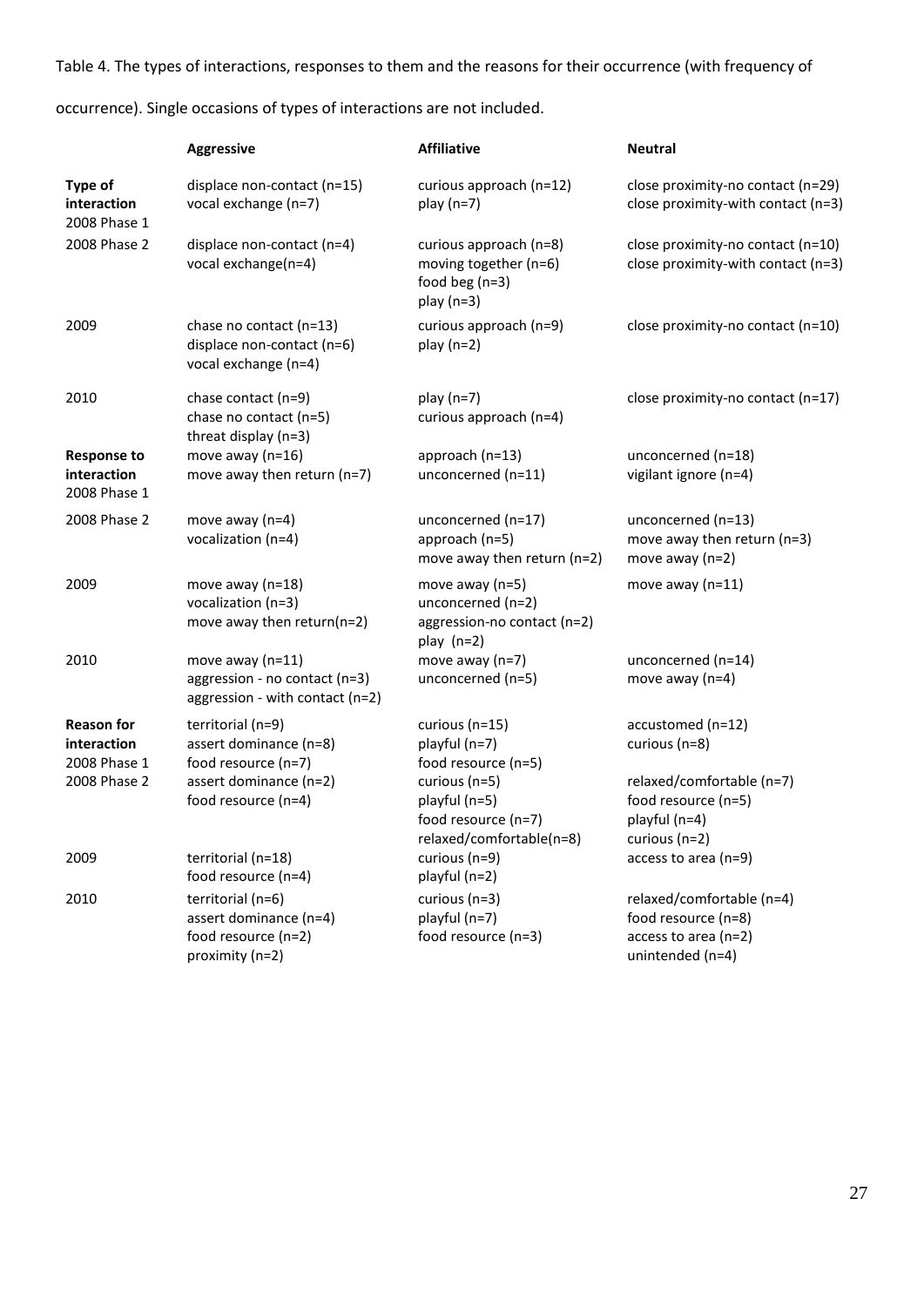Table 4. The types of interactions, responses to them and the reasons for their occurrence (with frequency of occurrence). Single occasions of types of interactions are not included.

| | **Aggressive** | **Affiliative** | **Neutral** |
|---|---|---|---|
| **Type of interaction** 2008 Phase 1 | displace non-contact (n=15)<br>vocal exchange (n=7) | curious approach (n=12)<br>play (n=7) | close proximity-no contact (n=29)<br>close proximity-with contact (n=3) |
| 2008 Phase 2 | displace non-contact (n=4)<br>vocal exchange(n=4) | curious approach (n=8)<br>moving together (n=6)<br>food beg (n=3)<br>play (n=3) | close proximity-no contact (n=10)<br>close proximity-with contact (n=3) |
| 2009 | chase no contact (n=13)<br>displace non-contact (n=6)<br>vocal exchange (n=4) | curious approach (n=9)<br>play (n=2) | close proximity-no contact (n=10) |
| 2010 | chase contact (n=9)<br>chase no contact (n=5)<br>threat display (n=3) | play (n=7)<br>curious approach (n=4) | close proximity-no contact (n=17) |
| **Response to interaction** 2008 Phase 1 | move away (n=16)<br>move away then return (n=7) | approach (n=13)<br>unconcerned (n=11) | unconcerned (n=18)<br>vigilant ignore (n=4) |
| 2008 Phase 2 | move away (n=4)<br>vocalization (n=4) | unconcerned (n=17)<br>approach (n=5)<br>move away then return (n=2) | unconcerned (n=13)<br>move away then return (n=3)<br>move away (n=2) |
| 2009 | move away (n=18)<br>vocalization (n=3)<br>move away then return(n=2) | move away (n=5)<br>unconcerned (n=2)<br>aggression-no contact (n=2)<br>play (n=2) | move away (n=11) |
| 2010 | move away (n=11)<br>aggression - no contact (n=3)<br>aggression - with contact (n=2) | move away (n=7)<br>unconcerned (n=5) | unconcerned (n=14)<br>move away (n=4) |
| **Reason for interaction** 2008 Phase 1 | territorial (n=9)<br>assert dominance (n=8)<br>food resource (n=7) | curious (n=15)<br>playful (n=7)<br>food resource (n=5) | accustomed (n=12)<br>curious (n=8) |
| 2008 Phase 2 | assert dominance (n=2)<br>food resource (n=4) | curious (n=5)<br>playful (n=5)<br>food resource (n=7)<br>relaxed/comfortable(n=8) | relaxed/comfortable (n=7)<br>food resource (n=5)<br>playful (n=4)<br>curious (n=2) |
| 2009 | territorial (n=18)<br>food resource (n=4) | curious (n=9)<br>playful (n=2) | access to area (n=9) |
| 2010 | territorial (n=6)<br>assert dominance (n=4)<br>food resource (n=2)<br>proximity (n=2) | curious (n=3)<br>playful (n=7)<br>food resource (n=3) | relaxed/comfortable (n=4)<br>food resource (n=8)<br>access to area (n=2)<br>unintended (n=4) |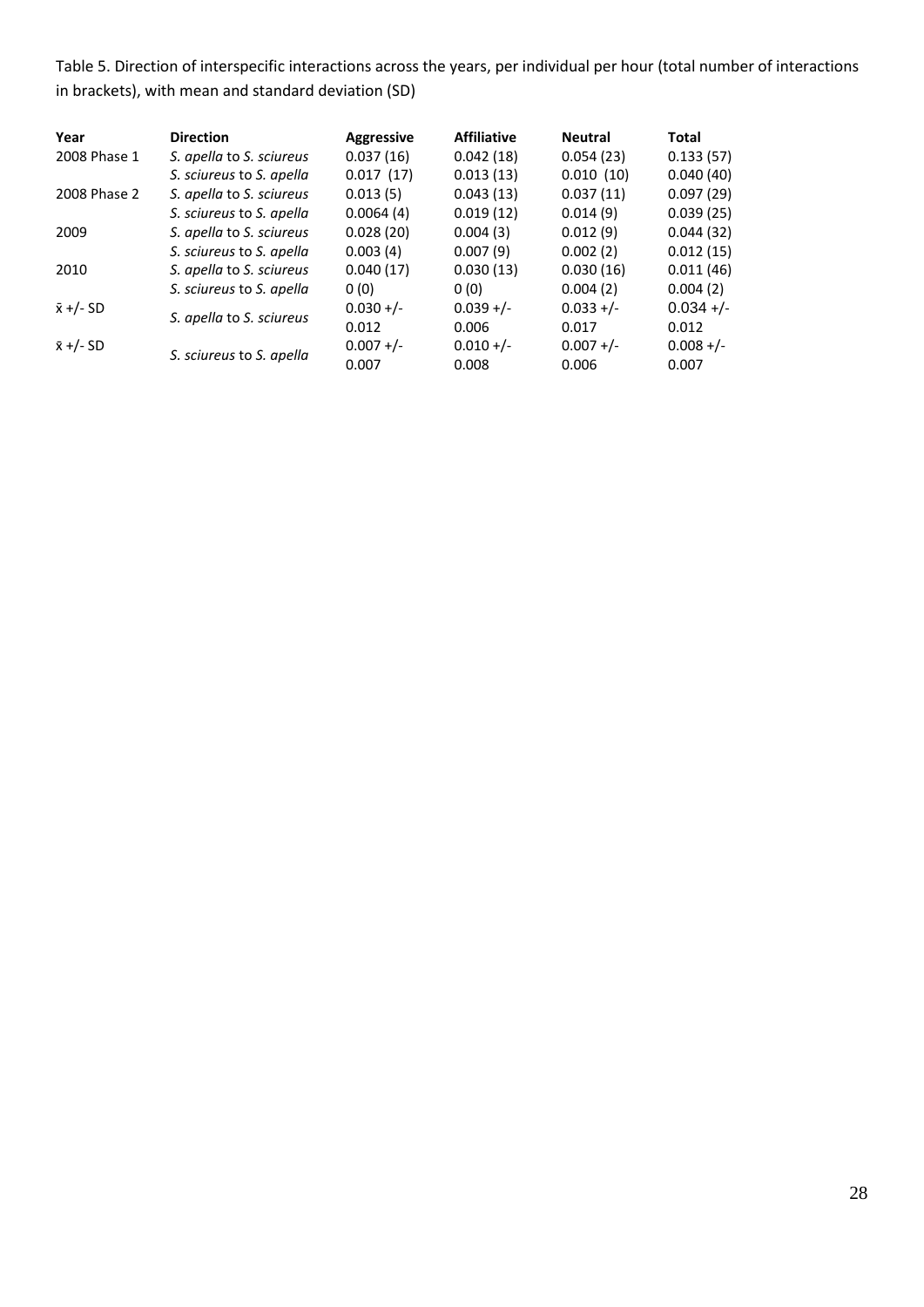Table 5. Direction of interspecific interactions across the years, per individual per hour (total number of interactions in brackets), with mean and standard deviation (SD)

| Year | Direction | Aggressive | Affiliative | Neutral | Total |
| --- | --- | --- | --- | --- | --- |
| 2008 Phase 1 | *S. apella* to *S. sciureus* | 0.037 (16) | 0.042 (18) | 0.054 (23) | 0.133 (57) |
| | *S. sciureus* to *S. apella* | 0.017 (17) | 0.013 (13) | 0.010 (10) | 0.040 (40) |
| 2008 Phase 2 | *S. apella* to *S. sciureus* | 0.013 (5) | 0.043 (13) | 0.037 (11) | 0.097 (29) |
| | *S. sciureus* to *S. apella* | 0.0064 (4) | 0.019 (12) | 0.014 (9) | 0.039 (25) |
| 2009 | *S. apella* to *S. sciureus* | 0.028 (20) | 0.004 (3) | 0.012 (9) | 0.044 (32) |
| | *S. sciureus* to *S. apella* | 0.003 (4) | 0.007 (9) | 0.002 (2) | 0.012 (15) |
| 2010 | *S. apella* to *S. sciureus* | 0.040 (17) | 0.030 (13) | 0.030 (16) | 0.011 (46) |
| | *S. sciureus* to *S. apella* | 0 (0) | 0 (0) | 0.004 (2) | 0.004 (2) |
| x̄ +/- SD | *S. apella* to *S. sciureus* | 0.030 +/- 0.012 | 0.039 +/- 0.006 | 0.033 +/- 0.017 | 0.034 +/- 0.012 |
| x̄ +/- SD | *S. sciureus* to *S. apella* | 0.007 +/- 0.007 | 0.010 +/- 0.008 | 0.007 +/- 0.006 | 0.008 +/- 0.007 |